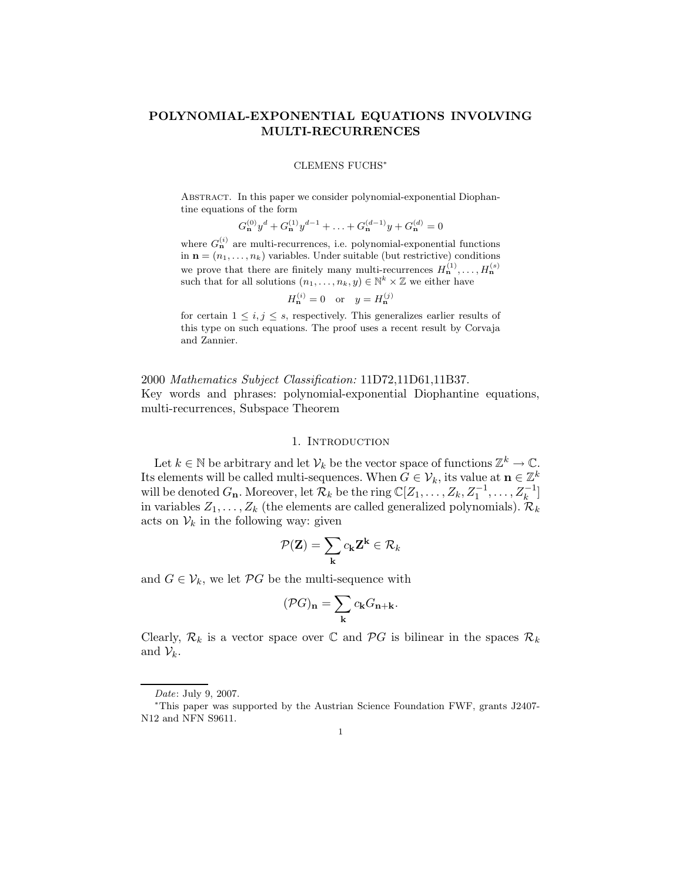# POLYNOMIAL-EXPONENTIAL EQUATIONS INVOLVING MULTI-RECURRENCES

CLEMENS FUCHS*

Abstract. In this paper we consider polynomial-exponential Diophantine equations of the form

$$G_{\mathbf{n}}^{(0)}y^d + G_{\mathbf{n}}^{(1)}y^{d-1} + \ldots + G_{\mathbf{n}}^{(d-1)}y + G_{\mathbf{n}}^{(d)} = 0$$

where $G_{\mathbf{n}}^{(i)}$ are multi-recurrences, i.e. polynomial-exponential functions in $\mathbf{n} = (n_1, \ldots, n_k)$ variables. Under suitable (but restrictive) conditions we prove that there are finitely many multi-recurrences $H_{\mathbf{n}}^{(1)}, \ldots, H_{\mathbf{n}}^{(s)}$ such that for all solutions $(n_1, \ldots, n_k, y) \in \mathbb{N}^k \times \mathbb{Z}$ we either have

$$H_{\mathbf{n}}^{(i)} = 0 \quad \text{or} \quad y = H_{\mathbf{n}}^{(j)}$$

for certain $1 \leq i, j \leq s$, respectively. This generalizes earlier results of this type on such equations. The proof uses a recent result by Corvaja and Zannier.

2000 *Mathematics Subject Classification:* 11D72,11D61,11B37.
Key words and phrases: polynomial-exponential Diophantine equations, multi-recurrences, Subspace Theorem

## 1. Introduction

Let $k \in \mathbb{N}$ be arbitrary and let $\mathcal{V}_k$ be the vector space of functions $\mathbb{Z}^k \to \mathbb{C}$. Its elements will be called multi-sequences. When $G \in \mathcal{V}_k$, its value at $\mathbf{n} \in \mathbb{Z}^k$ will be denoted $G_{\mathbf{n}}$. Moreover, let $\mathcal{R}_k$ be the ring $\mathbb{C}[Z_1, \ldots, Z_k, Z_1^{-1}, \ldots, Z_k^{-1}]$ in variables $Z_1, \ldots, Z_k$ (the elements are called generalized polynomials). $\mathcal{R}_k$ acts on $\mathcal{V}_k$ in the following way: given

$$\mathcal{P}(\mathbf{Z}) = \sum_{\mathbf{k}} c_{\mathbf{k}} \mathbf{Z}^{\mathbf{k}} \in \mathcal{R}_k$$

and $G \in \mathcal{V}_k$, we let $\mathcal{P}G$ be the multi-sequence with

$$(\mathcal{P}G)_{\mathbf{n}} = \sum_{\mathbf{k}} c_{\mathbf{k}} G_{\mathbf{n}+\mathbf{k}}.$$

Clearly, $\mathcal{R}_k$ is a vector space over $\mathbb{C}$ and $\mathcal{P}G$ is bilinear in the spaces $\mathcal{R}_k$ and $\mathcal{V}_k$.

*Date*: July 9, 2007.

*This paper was supported by the Austrian Science Foundation FWF, grants J2407-N12 and NFN S9611.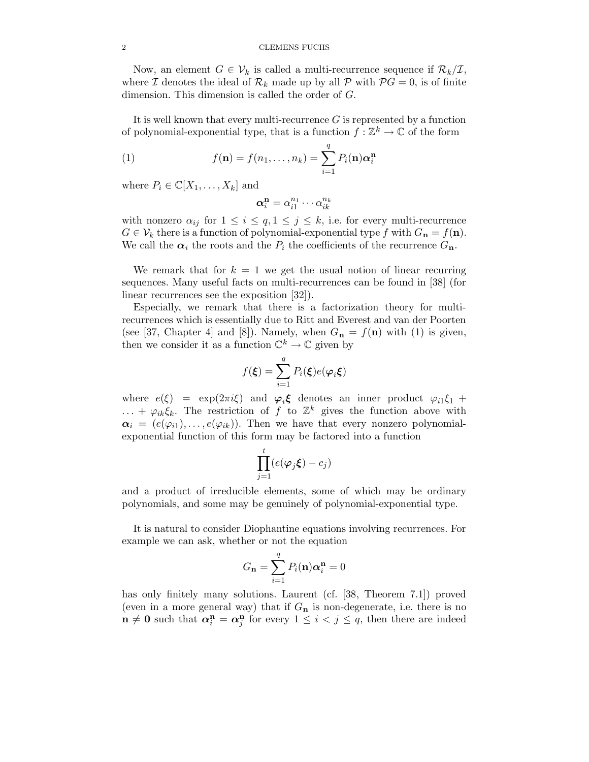Now, an element $G \in \mathcal{V}_k$ is called a multi-recurrence sequence if $\mathcal{R}_k/\mathcal{I}$, where $\mathcal{I}$ denotes the ideal of $\mathcal{R}_k$ made up by all $\mathcal{P}$ with $\mathcal{P}G = 0$, is of finite dimension. This dimension is called the order of $G$.

It is well known that every multi-recurrence $G$ is represented by a function of polynomial-exponential type, that is a function $f : \mathbb{Z}^k \to \mathbb{C}$ of the form

$$f(\mathbf{n}) = f(n_1, \ldots, n_k) = \sum_{i=1}^{q} P_i(\mathbf{n}) \boldsymbol{\alpha}_i^{\mathbf{n}} \tag{1}$$

where $P_i \in \mathbb{C}[X_1, \ldots, X_k]$ and

$$\boldsymbol{\alpha}_i^{\mathbf{n}} = \alpha_{i1}^{n_1} \cdots \alpha_{ik}^{n_k}$$

with nonzero $\alpha_{ij}$ for $1 \leq i \leq q, 1 \leq j \leq k$, i.e. for every multi-recurrence $G \in \mathcal{V}_k$ there is a function of polynomial-exponential type $f$ with $G_{\mathbf{n}} = f(\mathbf{n})$. We call the $\boldsymbol{\alpha}_i$ the roots and the $P_i$ the coefficients of the recurrence $G_{\mathbf{n}}$.

We remark that for $k = 1$ we get the usual notion of linear recurring sequences. Many useful facts on multi-recurrences can be found in [38] (for linear recurrences see the exposition [32]).

Especially, we remark that there is a factorization theory for multi-recurrences which is essentially due to Ritt and Everest and van der Poorten (see [37, Chapter 4] and [8]). Namely, when $G_{\mathbf{n}} = f(\mathbf{n})$ with (1) is given, then we consider it as a function $\mathbb{C}^k \to \mathbb{C}$ given by

$$f(\boldsymbol{\xi}) = \sum_{i=1}^{q} P_i(\boldsymbol{\xi}) e(\boldsymbol{\varphi}_i \boldsymbol{\xi})$$

where $e(\xi) = \exp(2\pi i \xi)$ and $\boldsymbol{\varphi}_i \boldsymbol{\xi}$ denotes an inner product $\varphi_{i1}\xi_1 + \ldots + \varphi_{ik}\xi_k$. The restriction of $f$ to $\mathbb{Z}^k$ gives the function above with $\boldsymbol{\alpha}_i = (e(\varphi_{i1}), \ldots, e(\varphi_{ik}))$. Then we have that every nonzero polynomial-exponential function of this form may be factored into a function

$$\prod_{j=1}^{t} (e(\boldsymbol{\varphi}_j \boldsymbol{\xi}) - c_j)$$

and a product of irreducible elements, some of which may be ordinary polynomials, and some may be genuinely of polynomial-exponential type.

It is natural to consider Diophantine equations involving recurrences. For example we can ask, whether or not the equation

$$G_{\mathbf{n}} = \sum_{i=1}^{q} P_i(\mathbf{n}) \boldsymbol{\alpha}_i^{\mathbf{n}} = 0$$

has only finitely many solutions. Laurent (cf. [38, Theorem 7.1]) proved (even in a more general way) that if $G_{\mathbf{n}}$ is non-degenerate, i.e. there is no $\mathbf{n} \neq \mathbf{0}$ such that $\boldsymbol{\alpha}_i^{\mathbf{n}} = \boldsymbol{\alpha}_j^{\mathbf{n}}$ for every $1 \leq i < j \leq q$, then there are indeed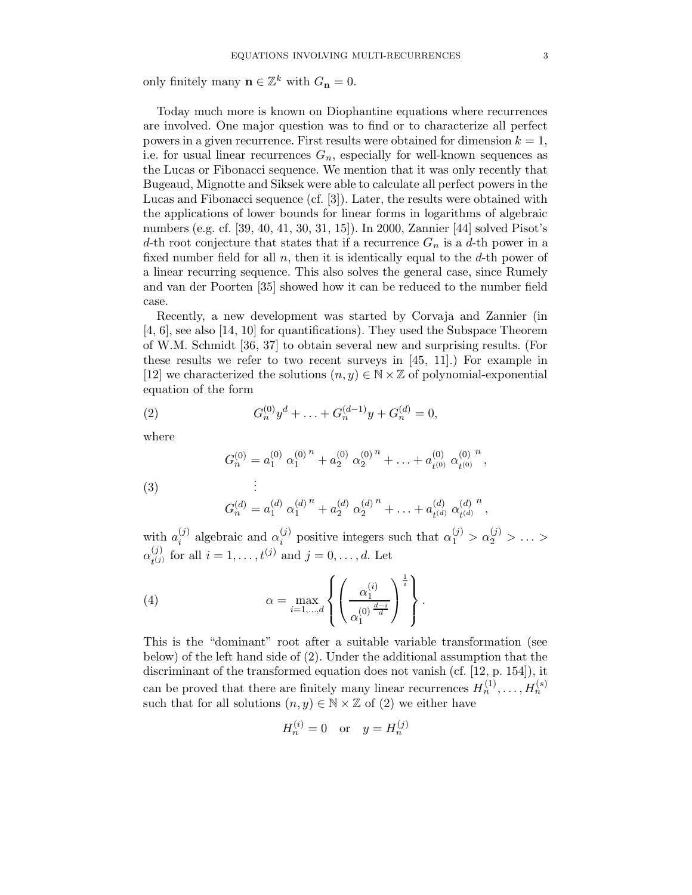only finitely many $\mathbf{n} \in \mathbb{Z}^k$ with $G_{\mathbf{n}} = 0$.

Today much more is known on Diophantine equations where recurrences are involved. One major question was to find or to characterize all perfect powers in a given recurrence. First results were obtained for dimension $k = 1$, i.e. for usual linear recurrences $G_n$, especially for well-known sequences as the Lucas or Fibonacci sequence. We mention that it was only recently that Bugeaud, Mignotte and Siksek were able to calculate all perfect powers in the Lucas and Fibonacci sequence (cf. [3]). Later, the results were obtained with the applications of lower bounds for linear forms in logarithms of algebraic numbers (e.g. cf. [39, 40, 41, 30, 31, 15]). In 2000, Zannier [44] solved Pisot's $d$-th root conjecture that states that if a recurrence $G_n$ is a $d$-th power in a fixed number field for all $n$, then it is identically equal to the $d$-th power of a linear recurring sequence. This also solves the general case, since Rumely and van der Poorten [35] showed how it can be reduced to the number field case.

Recently, a new development was started by Corvaja and Zannier (in [4, 6], see also [14, 10] for quantifications). They used the Subspace Theorem of W.M. Schmidt [36, 37] to obtain several new and surprising results. (For these results we refer to two recent surveys in [45, 11].) For example in [12] we characterized the solutions $(n, y) \in \mathbb{N} \times \mathbb{Z}$ of polynomial-exponential equation of the form

$$G_n^{(0)} y^d + \ldots + G_n^{(d-1)} y + G_n^{(d)} = 0, \tag{2}$$

where

$$\begin{aligned} G_n^{(0)} &= a_1^{(0)} \, {\alpha_1^{(0)}}^n + a_2^{(0)} \, {\alpha_2^{(0)}}^n + \ldots + a_{t^{(0)}}^{(0)} \, {\alpha_{t^{(0)}}^{(0)}}^n, \\ &\;\;\vdots \\ G_n^{(d)} &= a_1^{(d)} \, {\alpha_1^{(d)}}^n + a_2^{(d)} \, {\alpha_2^{(d)}}^n + \ldots + a_{t^{(d)}}^{(d)} \, {\alpha_{t^{(d)}}^{(d)}}^n, \end{aligned} \tag{3}$$

with $a_i^{(j)}$ algebraic and $\alpha_i^{(j)}$ positive integers such that $\alpha_1^{(j)} > \alpha_2^{(j)} > \ldots > \alpha_{t^{(j)}}^{(j)}$ for all $i = 1, \ldots, t^{(j)}$ and $j = 0, \ldots, d$. Let

$$\alpha = \max_{i=1,\ldots,d} \left\{ \left( \frac{\alpha_1^{(i)}}{{\alpha_1^{(0)}}^{\frac{d-i}{d}}} \right)^{\frac{1}{i}} \right\}. \tag{4}$$

This is the "dominant" root after a suitable variable transformation (see below) of the left hand side of (2). Under the additional assumption that the discriminant of the transformed equation does not vanish (cf. [12, p. 154]), it can be proved that there are finitely many linear recurrences $H_n^{(1)}, \ldots, H_n^{(s)}$ such that for all solutions $(n, y) \in \mathbb{N} \times \mathbb{Z}$ of (2) we either have

$$H_n^{(i)} = 0 \quad \text{or} \quad y = H_n^{(j)}$$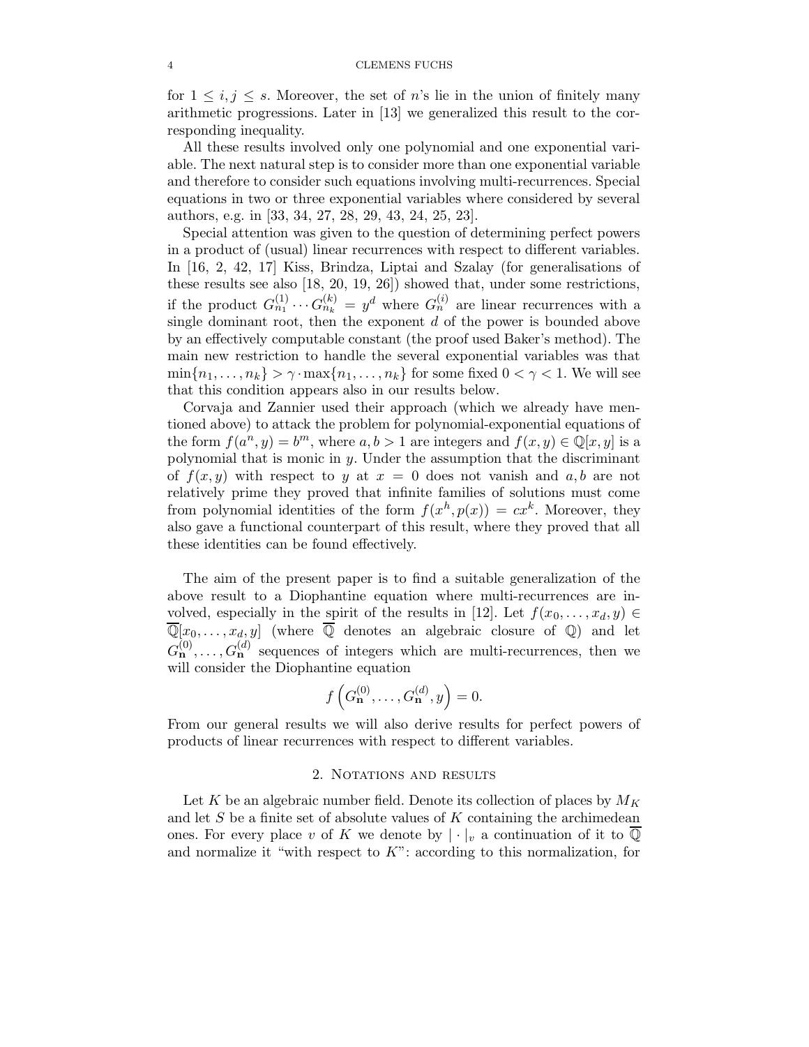for $1 \leq i, j \leq s$. Moreover, the set of $n$'s lie in the union of finitely many arithmetic progressions. Later in [13] we generalized this result to the corresponding inequality.

All these results involved only one polynomial and one exponential variable. The next natural step is to consider more than one exponential variable and therefore to consider such equations involving multi-recurrences. Special equations in two or three exponential variables where considered by several authors, e.g. in [33, 34, 27, 28, 29, 43, 24, 25, 23].

Special attention was given to the question of determining perfect powers in a product of (usual) linear recurrences with respect to different variables. In [16, 2, 42, 17] Kiss, Brindza, Liptai and Szalay (for generalisations of these results see also [18, 20, 19, 26]) showed that, under some restrictions, if the product $G_{n_1}^{(1)} \cdots G_{n_k}^{(k)} = y^d$ where $G_n^{(i)}$ are linear recurrences with a single dominant root, then the exponent $d$ of the power is bounded above by an effectively computable constant (the proof used Baker's method). The main new restriction to handle the several exponential variables was that $\min\{n_1, \ldots, n_k\} > \gamma \cdot \max\{n_1, \ldots, n_k\}$ for some fixed $0 < \gamma < 1$. We will see that this condition appears also in our results below.

Corvaja and Zannier used their approach (which we already have mentioned above) to attack the problem for polynomial-exponential equations of the form $f(a^n, y) = b^m$, where $a, b > 1$ are integers and $f(x, y) \in \mathbb{Q}[x, y]$ is a polynomial that is monic in $y$. Under the assumption that the discriminant of $f(x, y)$ with respect to $y$ at $x = 0$ does not vanish and $a, b$ are not relatively prime they proved that infinite families of solutions must come from polynomial identities of the form $f(x^h, p(x)) = cx^k$. Moreover, they also gave a functional counterpart of this result, where they proved that all these identities can be found effectively.

The aim of the present paper is to find a suitable generalization of the above result to a Diophantine equation where multi-recurrences are involved, especially in the spirit of the results in [12]. Let $f(x_0, \ldots, x_d, y) \in \overline{\mathbb{Q}}[x_0, \ldots, x_d, y]$ (where $\overline{\mathbb{Q}}$ denotes an algebraic closure of $\mathbb{Q}$) and let $G_{\mathbf{n}}^{(0)}, \ldots, G_{\mathbf{n}}^{(d)}$ sequences of integers which are multi-recurrences, then we will consider the Diophantine equation

$$f\left(G_{\mathbf{n}}^{(0)}, \ldots, G_{\mathbf{n}}^{(d)}, y\right) = 0.$$

From our general results we will also derive results for perfect powers of products of linear recurrences with respect to different variables.

## 2. Notations and results

Let $K$ be an algebraic number field. Denote its collection of places by $M_K$ and let $S$ be a finite set of absolute values of $K$ containing the archimedean ones. For every place $v$ of $K$ we denote by $|\cdot|_v$ a continuation of it to $\overline{\mathbb{Q}}$ and normalize it "with respect to $K$": according to this normalization, for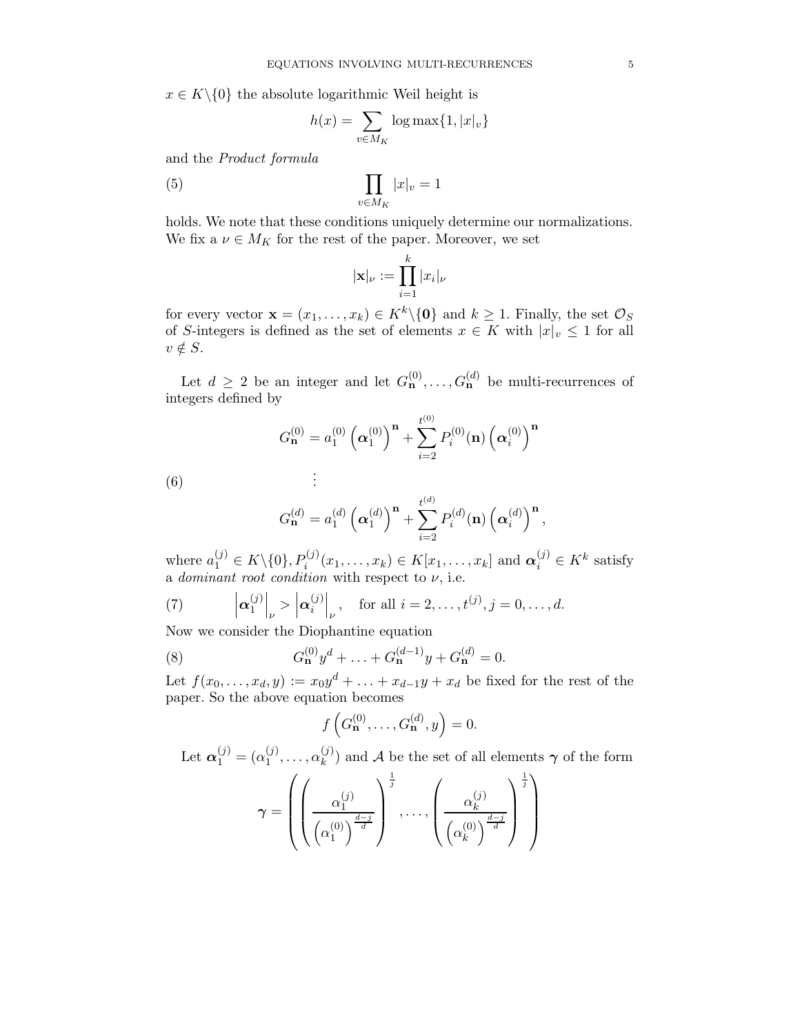$x \in K \backslash \{0\}$ the absolute logarithmic Weil height is

$$h(x) = \sum_{v \in M_K} \log \max\{1, |x|_v\}$$

and the *Product formula*

$$\prod_{v \in M_K} |x|_v = 1 \tag{5}$$

holds. We note that these conditions uniquely determine our normalizations. We fix a $\nu \in M_K$ for the rest of the paper. Moreover, we set

$$|\mathbf{x}|_\nu := \prod_{i=1}^{k} |x_i|_\nu$$

for every vector $\mathbf{x} = (x_1, \ldots, x_k) \in K^k \backslash \{\mathbf{0}\}$ and $k \geq 1$. Finally, the set $\mathcal{O}_S$ of $S$-integers is defined as the set of elements $x \in K$ with $|x|_v \leq 1$ for all $v \notin S$.

Let $d \geq 2$ be an integer and let $G_{\mathbf{n}}^{(0)}, \ldots, G_{\mathbf{n}}^{(d)}$ be multi-recurrences of integers defined by

$$\begin{aligned} G_{\mathbf{n}}^{(0)} &= a_1^{(0)} \left(\boldsymbol{\alpha}_1^{(0)}\right)^{\mathbf{n}} + \sum_{i=2}^{t^{(0)}} P_i^{(0)}(\mathbf{n}) \left(\boldsymbol{\alpha}_i^{(0)}\right)^{\mathbf{n}} \\ &\vdots \\ G_{\mathbf{n}}^{(d)} &= a_1^{(d)} \left(\boldsymbol{\alpha}_1^{(d)}\right)^{\mathbf{n}} + \sum_{i=2}^{t^{(d)}} P_i^{(d)}(\mathbf{n}) \left(\boldsymbol{\alpha}_i^{(d)}\right)^{\mathbf{n}}, \end{aligned} \tag{6}$$

where $a_1^{(j)} \in K \backslash \{0\}, P_i^{(j)}(x_1, \ldots, x_k) \in K[x_1, \ldots, x_k]$ and $\boldsymbol{\alpha}_i^{(j)} \in K^k$ satisfy a *dominant root condition* with respect to $\nu$, i.e.

$$\left|\boldsymbol{\alpha}_1^{(j)}\right|_\nu > \left|\boldsymbol{\alpha}_i^{(j)}\right|_\nu, \quad \text{for all } i = 2, \ldots, t^{(j)}, j = 0, \ldots, d. \tag{7}$$

Now we consider the Diophantine equation

$$G_{\mathbf{n}}^{(0)} y^d + \ldots + G_{\mathbf{n}}^{(d-1)} y + G_{\mathbf{n}}^{(d)} = 0. \tag{8}$$

Let $f(x_0, \ldots, x_d, y) := x_0 y^d + \ldots + x_{d-1} y + x_d$ be fixed for the rest of the paper. So the above equation becomes

$$f\left(G_{\mathbf{n}}^{(0)}, \ldots, G_{\mathbf{n}}^{(d)}, y\right) = 0.$$

Let $\boldsymbol{\alpha}_1^{(j)} = (\alpha_1^{(j)}, \ldots, \alpha_k^{(j)})$ and $\mathcal{A}$ be the set of all elements $\boldsymbol{\gamma}$ of the form

$$\boldsymbol{\gamma} = \left( \left( \frac{\alpha_1^{(j)}}{\left(\alpha_1^{(0)}\right)^{\frac{d-j}{d}}} \right)^{\frac{1}{j}}, \ldots, \left( \frac{\alpha_k^{(j)}}{\left(\alpha_k^{(0)}\right)^{\frac{d-j}{d}}} \right)^{\frac{1}{j}} \right)$$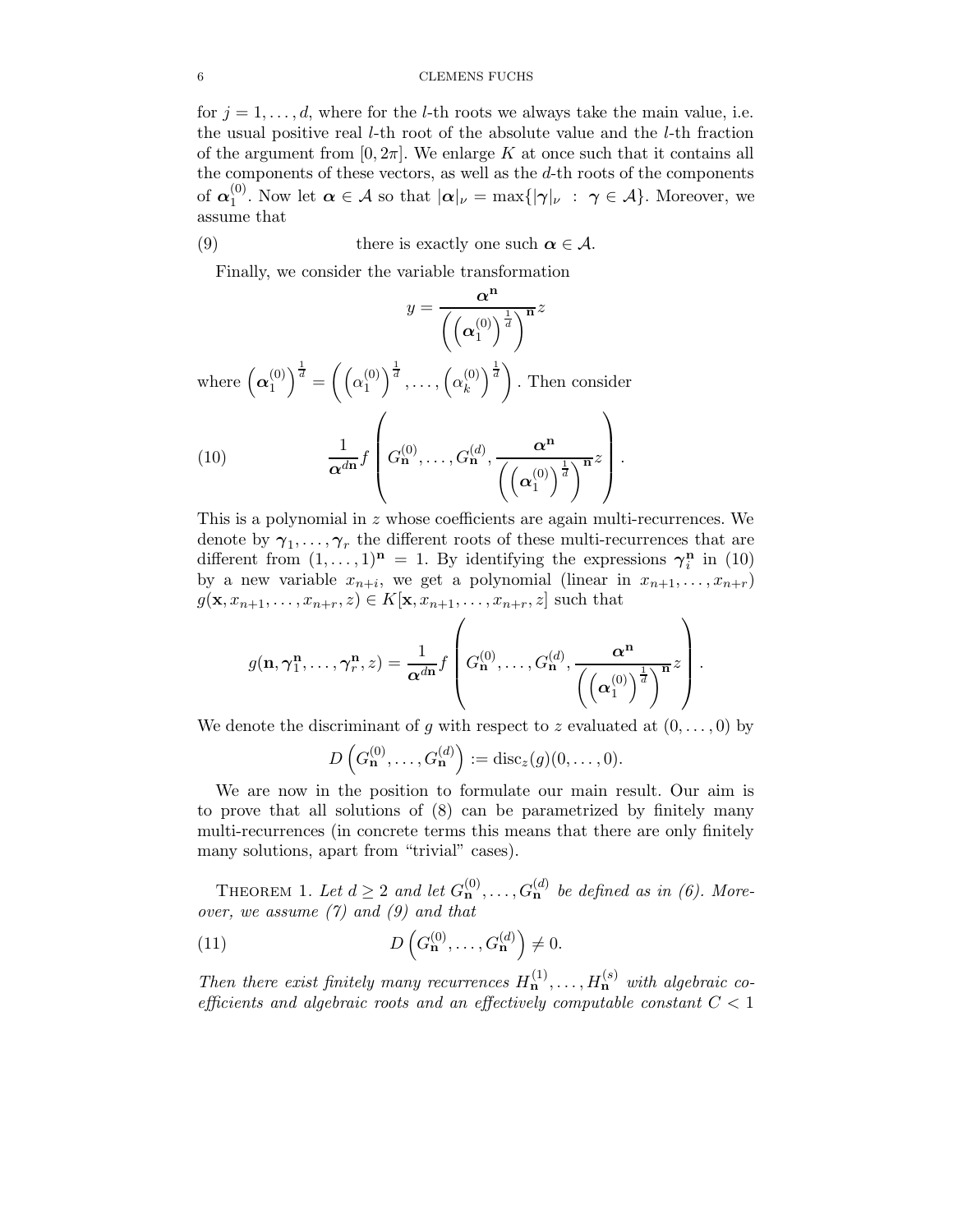for $j = 1, \dots, d$, where for the $l$-th roots we always take the main value, i.e. the usual positive real $l$-th root of the absolute value and the $l$-th fraction of the argument from $[0, 2\pi]$. We enlarge $K$ at once such that it contains all the components of these vectors, as well as the $d$-th roots of the components of $\boldsymbol{\alpha}_1^{(0)}$. Now let $\boldsymbol{\alpha} \in \mathcal{A}$ so that $|\boldsymbol{\alpha}|_\nu = \max\{|\boldsymbol{\gamma}|_\nu \ : \ \boldsymbol{\gamma} \in \mathcal{A}\}$. Moreover, we assume that

$$\text{there is exactly one such } \boldsymbol{\alpha} \in \mathcal{A}. \tag{9}$$

Finally, we consider the variable transformation

$$y = \frac{\boldsymbol{\alpha}^{\mathbf{n}}}{\left(\left(\boldsymbol{\alpha}_1^{(0)}\right)^{\frac{1}{d}}\right)^{\mathbf{n}}} z$$

where $\left(\boldsymbol{\alpha}_1^{(0)}\right)^{\frac{1}{d}} = \left(\left(\alpha_1^{(0)}\right)^{\frac{1}{d}}, \dots, \left(\alpha_k^{(0)}\right)^{\frac{1}{d}}\right)$. Then consider

$$\frac{1}{\boldsymbol{\alpha}^{d\mathbf{n}}} f\left(G_{\mathbf{n}}^{(0)}, \dots, G_{\mathbf{n}}^{(d)}, \frac{\boldsymbol{\alpha}^{\mathbf{n}}}{\left(\left(\boldsymbol{\alpha}_1^{(0)}\right)^{\frac{1}{d}}\right)^{\mathbf{n}}} z\right). \tag{10}$$

This is a polynomial in $z$ whose coefficients are again multi-recurrences. We denote by $\boldsymbol{\gamma}_1, \dots, \boldsymbol{\gamma}_r$ the different roots of these multi-recurrences that are different from $(1, \dots, 1)^{\mathbf{n}} = 1$. By identifying the expressions $\boldsymbol{\gamma}_i^{\mathbf{n}}$ in (10) by a new variable $x_{n+i}$, we get a polynomial (linear in $x_{n+1}, \dots, x_{n+r}$) $g(\mathbf{x}, x_{n+1}, \dots, x_{n+r}, z) \in K[\mathbf{x}, x_{n+1}, \dots, x_{n+r}, z]$ such that

$$g(\mathbf{n}, \boldsymbol{\gamma}_1^{\mathbf{n}}, \dots, \boldsymbol{\gamma}_r^{\mathbf{n}}, z) = \frac{1}{\boldsymbol{\alpha}^{d\mathbf{n}}} f\left(G_{\mathbf{n}}^{(0)}, \dots, G_{\mathbf{n}}^{(d)}, \frac{\boldsymbol{\alpha}^{\mathbf{n}}}{\left(\left(\boldsymbol{\alpha}_1^{(0)}\right)^{\frac{1}{d}}\right)^{\mathbf{n}}} z\right).$$

We denote the discriminant of $g$ with respect to $z$ evaluated at $(0, \dots, 0)$ by

$$D\left(G_{\mathbf{n}}^{(0)}, \dots, G_{\mathbf{n}}^{(d)}\right) := \operatorname{disc}_z(g)(0, \dots, 0).$$

We are now in the position to formulate our main result. Our aim is to prove that all solutions of (8) can be parametrized by finitely many multi-recurrences (in concrete terms this means that there are only finitely many solutions, apart from "trivial" cases).

**Theorem 1.** *Let $d \geq 2$ and let $G_{\mathbf{n}}^{(0)}, \dots, G_{\mathbf{n}}^{(d)}$ be defined as in (6). Moreover, we assume (7) and (9) and that*

$$D\left(G_{\mathbf{n}}^{(0)}, \dots, G_{\mathbf{n}}^{(d)}\right) \neq 0. \tag{11}$$

*Then there exist finitely many recurrences $H_{\mathbf{n}}^{(1)}, \dots, H_{\mathbf{n}}^{(s)}$ with algebraic coefficients and algebraic roots and an effectively computable constant $C < 1$*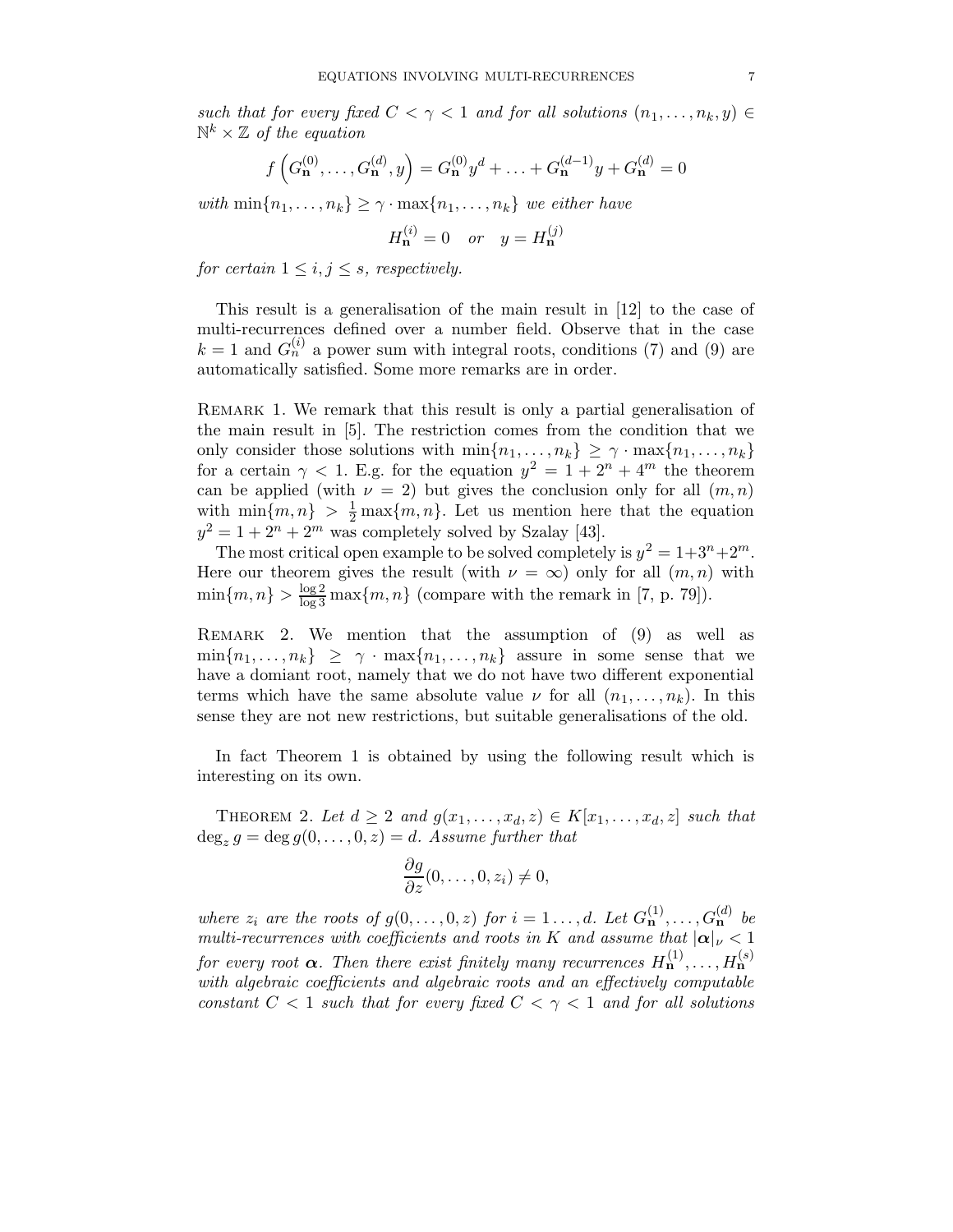*such that for every fixed $C < \gamma < 1$ and for all solutions $(n_1, \ldots, n_k, y) \in \mathbb{N}^k \times \mathbb{Z}$ of the equation*

$$f\left(G_{\mathbf{n}}^{(0)}, \ldots, G_{\mathbf{n}}^{(d)}, y\right) = G_{\mathbf{n}}^{(0)} y^d + \ldots + G_{\mathbf{n}}^{(d-1)} y + G_{\mathbf{n}}^{(d)} = 0$$

*with $\min\{n_1, \ldots, n_k\} \geq \gamma \cdot \max\{n_1, \ldots, n_k\}$ we either have*

$$H_{\mathbf{n}}^{(i)} = 0 \quad \text{or} \quad y = H_{\mathbf{n}}^{(j)}$$

*for certain $1 \leq i, j \leq s$, respectively.*

This result is a generalisation of the main result in [12] to the case of multi-recurrences defined over a number field. Observe that in the case $k = 1$ and $G_n^{(i)}$ a power sum with integral roots, conditions (7) and (9) are automatically satisfied. Some more remarks are in order.

Remark 1. We remark that this result is only a partial generalisation of the main result in [5]. The restriction comes from the condition that we only consider those solutions with $\min\{n_1, \ldots, n_k\} \geq \gamma \cdot \max\{n_1, \ldots, n_k\}$ for a certain $\gamma < 1$. E.g. for the equation $y^2 = 1 + 2^n + 4^m$ the theorem can be applied (with $\nu = 2$) but gives the conclusion only for all $(m, n)$ with $\min\{m, n\} > \frac{1}{2}\max\{m, n\}$. Let us mention here that the equation $y^2 = 1 + 2^n + 2^m$ was completely solved by Szalay [43].

The most critical open example to be solved completely is $y^2 = 1 + 3^n + 2^m$. Here our theorem gives the result (with $\nu = \infty$) only for all $(m, n)$ with $\min\{m, n\} > \frac{\log 2}{\log 3}\max\{m, n\}$ (compare with the remark in [7, p. 79]).

Remark 2. We mention that the assumption of (9) as well as $\min\{n_1, \ldots, n_k\} \geq \gamma \cdot \max\{n_1, \ldots, n_k\}$ assure in some sense that we have a domiant root, namely that we do not have two different exponential terms which have the same absolute value $\nu$ for all $(n_1, \ldots, n_k)$. In this sense they are not new restrictions, but suitable generalisations of the old.

In fact Theorem 1 is obtained by using the following result which is interesting on its own.

Theorem 2. *Let $d \geq 2$ and $g(x_1, \ldots, x_d, z) \in K[x_1, \ldots, x_d, z]$ such that $\deg_z g = \deg g(0, \ldots, 0, z) = d$. Assume further that*

$$\frac{\partial g}{\partial z}(0, \ldots, 0, z_i) \neq 0,$$

*where $z_i$ are the roots of $g(0, \ldots, 0, z)$ for $i = 1 \ldots, d$. Let $G_{\mathbf{n}}^{(1)}, \ldots, G_{\mathbf{n}}^{(d)}$ be multi-recurrences with coefficients and roots in $K$ and assume that $|\boldsymbol{\alpha}|_\nu < 1$ for every root $\boldsymbol{\alpha}$. Then there exist finitely many recurrences $H_{\mathbf{n}}^{(1)}, \ldots, H_{\mathbf{n}}^{(s)}$ with algebraic coefficients and algebraic roots and an effectively computable constant $C < 1$ such that for every fixed $C < \gamma < 1$ and for all solutions*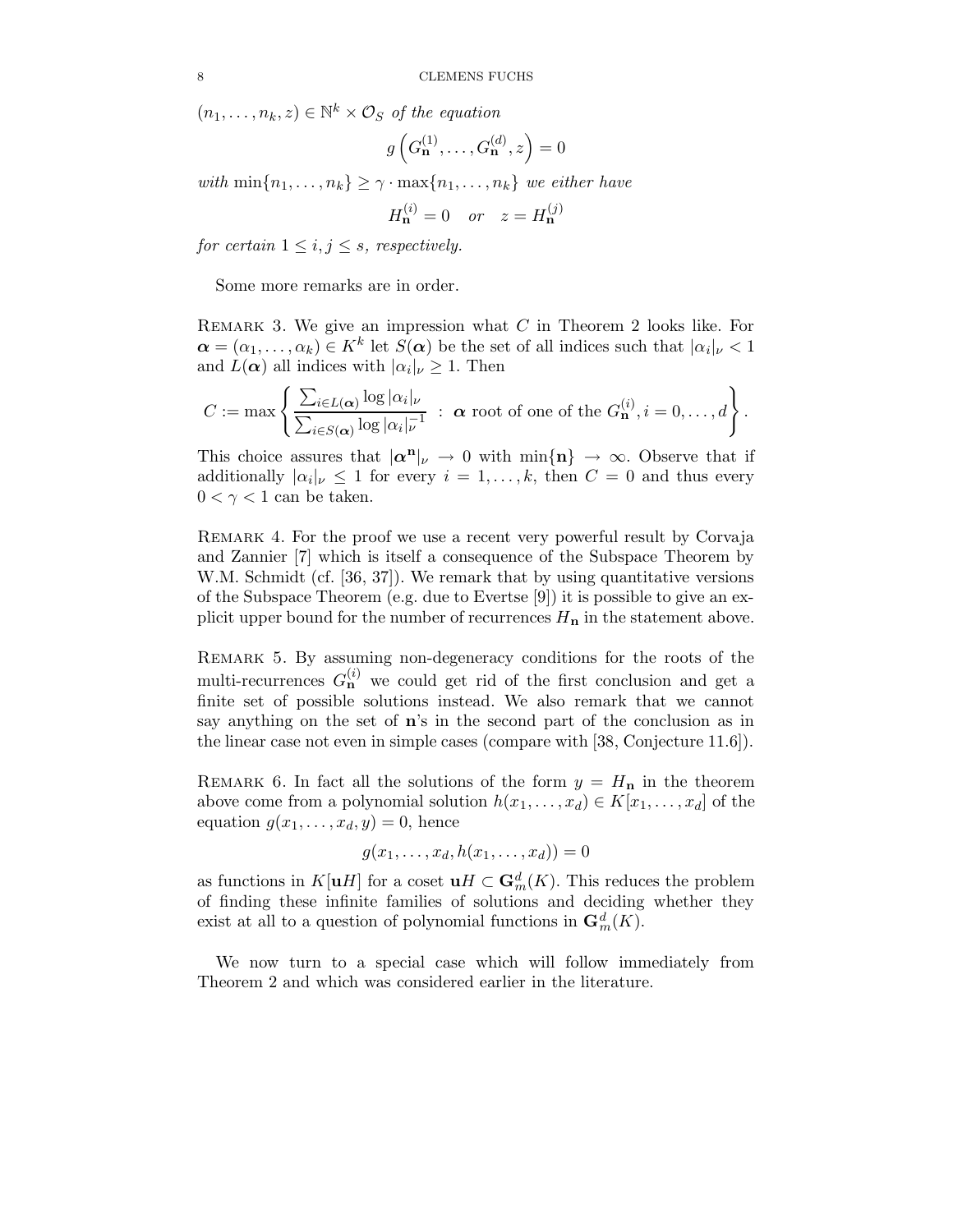$(n_1, \ldots, n_k, z) \in \mathbb{N}^k \times \mathcal{O}_S$ *of the equation*

$$g\left(G_{\mathbf{n}}^{(1)}, \ldots, G_{\mathbf{n}}^{(d)}, z\right) = 0$$

*with* $\min\{n_1, \ldots, n_k\} \geq \gamma \cdot \max\{n_1, \ldots, n_k\}$ *we either have*

$$H_{\mathbf{n}}^{(i)} = 0 \quad or \quad z = H_{\mathbf{n}}^{(j)}$$

*for certain* $1 \leq i, j \leq s$*, respectively.*

Some more remarks are in order.

Remark 3. We give an impression what $C$ in Theorem 2 looks like. For $\boldsymbol{\alpha} = (\alpha_1, \ldots, \alpha_k) \in K^k$ let $S(\boldsymbol{\alpha})$ be the set of all indices such that $|\alpha_i|_\nu < 1$ and $L(\boldsymbol{\alpha})$ all indices with $|\alpha_i|_\nu \geq 1$. Then

$$C := \max\left\{ \frac{\sum_{i \in L(\boldsymbol{\alpha})} \log |\alpha_i|_\nu}{\sum_{i \in S(\boldsymbol{\alpha})} \log |\alpha_i|_\nu^{-1}} \; : \; \boldsymbol{\alpha} \text{ root of one of the } G_{\mathbf{n}}^{(i)}, i = 0, \ldots, d \right\}.$$

This choice assures that $|\boldsymbol{\alpha}^{\mathbf{n}}|_\nu \to 0$ with $\min\{\mathbf{n}\} \to \infty$. Observe that if additionally $|\alpha_i|_\nu \leq 1$ for every $i = 1, \ldots, k$, then $C = 0$ and thus every $0 < \gamma < 1$ can be taken.

Remark 4. For the proof we use a recent very powerful result by Corvaja and Zannier [7] which is itself a consequence of the Subspace Theorem by W.M. Schmidt (cf. [36, 37]). We remark that by using quantitative versions of the Subspace Theorem (e.g. due to Evertse [9]) it is possible to give an explicit upper bound for the number of recurrences $H_{\mathbf{n}}$ in the statement above.

Remark 5. By assuming non-degeneracy conditions for the roots of the multi-recurrences $G_{\mathbf{n}}^{(i)}$ we could get rid of the first conclusion and get a finite set of possible solutions instead. We also remark that we cannot say anything on the set of $\mathbf{n}$'s in the second part of the conclusion as in the linear case not even in simple cases (compare with [38, Conjecture 11.6]).

Remark 6. In fact all the solutions of the form $y = H_{\mathbf{n}}$ in the theorem above come from a polynomial solution $h(x_1, \ldots, x_d) \in K[x_1, \ldots, x_d]$ of the equation $g(x_1, \ldots, x_d, y) = 0$, hence

$$g(x_1, \ldots, x_d, h(x_1, \ldots, x_d)) = 0$$

as functions in $K[\mathbf{u}H]$ for a coset $\mathbf{u}H \subset \mathbf{G}_m^d(K)$. This reduces the problem of finding these infinite families of solutions and deciding whether they exist at all to a question of polynomial functions in $\mathbf{G}_m^d(K)$.

We now turn to a special case which will follow immediately from Theorem 2 and which was considered earlier in the literature.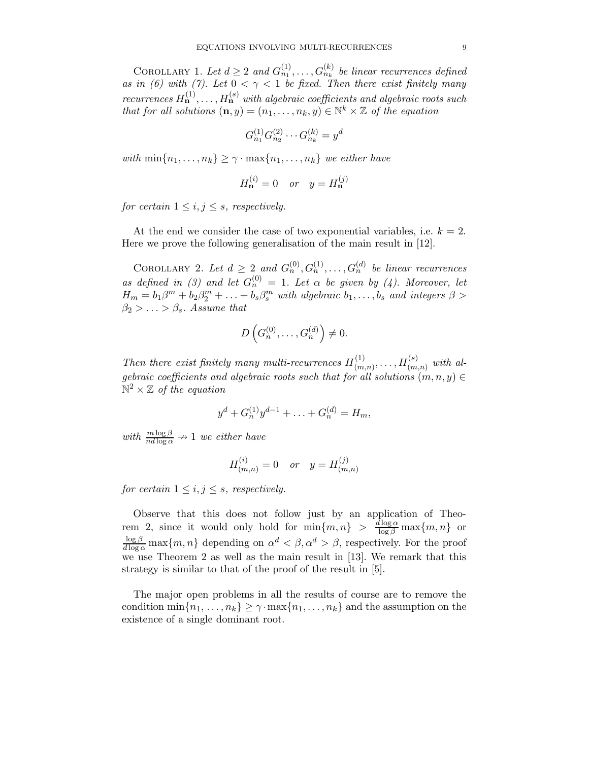Corollary 1. *Let $d \geq 2$ and $G^{(1)}_{n_1}, \ldots, G^{(k)}_{n_k}$ be linear recurrences defined as in (6) with (7). Let $0 < \gamma < 1$ be fixed. Then there exist finitely many recurrences $H^{(1)}_{\mathbf{n}}, \ldots, H^{(s)}_{\mathbf{n}}$ with algebraic coefficients and algebraic roots such that for all solutions $(\mathbf{n}, y) = (n_1, \ldots, n_k, y) \in \mathbb{N}^k \times \mathbb{Z}$ of the equation*

$$G^{(1)}_{n_1} G^{(2)}_{n_2} \cdots G^{(k)}_{n_k} = y^d$$

*with $\min\{n_1, \ldots, n_k\} \geq \gamma \cdot \max\{n_1, \ldots, n_k\}$ we either have*

$$H^{(i)}_{\mathbf{n}} = 0 \quad \text{or} \quad y = H^{(j)}_{\mathbf{n}}$$

*for certain $1 \leq i, j \leq s$, respectively.*

At the end we consider the case of two exponential variables, i.e. $k = 2$. Here we prove the following generalisation of the main result in [12].

Corollary 2. *Let $d \geq 2$ and $G^{(0)}_n, G^{(1)}_n, \ldots, G^{(d)}_n$ be linear recurrences as defined in (3) and let $G^{(0)}_n = 1$. Let $\alpha$ be given by (4). Moreover, let $H_m = b_1 \beta^m + b_2 \beta_2^m + \ldots + b_s \beta_s^m$ with algebraic $b_1, \ldots, b_s$ and integers $\beta > \beta_2 > \ldots > \beta_s$. Assume that*

$$D\left(G^{(0)}_n, \ldots, G^{(d)}_n\right) \neq 0.$$

*Then there exist finitely many multi-recurrences $H^{(1)}_{(m,n)}, \ldots, H^{(s)}_{(m,n)}$ with algebraic coefficients and algebraic roots such that for all solutions $(m, n, y) \in \mathbb{N}^2 \times \mathbb{Z}$ of the equation*

$$y^d + G^{(1)}_n y^{d-1} + \ldots + G^{(d)}_n = H_m,$$

*with $\frac{m \log \beta}{nd \log \alpha} \nrightarrow 1$ we either have*

$$H^{(i)}_{(m,n)} = 0 \quad \text{or} \quad y = H^{(j)}_{(m,n)}$$

*for certain $1 \leq i, j \leq s$, respectively.*

Observe that this does not follow just by an application of Theorem 2, since it would only hold for $\min\{m, n\} > \frac{d \log \alpha}{\log \beta} \max\{m, n\}$ or $\frac{\log \beta}{d \log \alpha} \max\{m, n\}$ depending on $\alpha^d < \beta, \alpha^d > \beta$, respectively. For the proof we use Theorem 2 as well as the main result in [13]. We remark that this strategy is similar to that of the proof of the result in [5].

The major open problems in all the results of course are to remove the condition $\min\{n_1, \ldots, n_k\} \geq \gamma \cdot \max\{n_1, \ldots, n_k\}$ and the assumption on the existence of a single dominant root.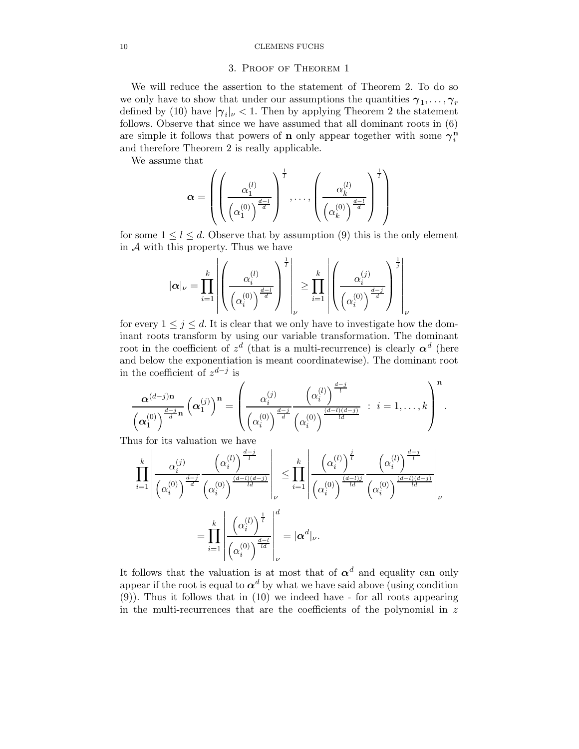## 3. Proof of Theorem 1

We will reduce the assertion to the statement of Theorem 2. To do so we only have to show that under our assumptions the quantities $\boldsymbol{\gamma}_1, \ldots, \boldsymbol{\gamma}_r$ defined by (10) have $|\boldsymbol{\gamma}_i|_\nu < 1$. Then by applying Theorem 2 the statement follows. Observe that since we have assumed that all dominant roots in (6) are simple it follows that powers of $\mathbf{n}$ only appear together with some $\boldsymbol{\gamma}_i^{\mathbf{n}}$ and therefore Theorem 2 is really applicable.

We assume that

$$\boldsymbol{\alpha} = \left( \left( \frac{\alpha_1^{(l)}}{\left(\alpha_1^{(0)}\right)^{\frac{d-l}{d}}} \right)^{\frac{1}{l}}, \ldots, \left( \frac{\alpha_k^{(l)}}{\left(\alpha_k^{(0)}\right)^{\frac{d-l}{d}}} \right)^{\frac{1}{l}} \right)$$

for some $1 \leq l \leq d$. Observe that by assumption (9) this is the only element in $\mathcal{A}$ with this property. Thus we have

$$|\boldsymbol{\alpha}|_\nu = \prod_{i=1}^k \left| \left( \frac{\alpha_i^{(l)}}{\left(\alpha_i^{(0)}\right)^{\frac{d-l}{d}}} \right)^{\frac{1}{l}} \right|_\nu \geq \prod_{i=1}^k \left| \left( \frac{\alpha_i^{(j)}}{\left(\alpha_i^{(0)}\right)^{\frac{d-j}{d}}} \right)^{\frac{1}{j}} \right|_\nu$$

for every $1 \leq j \leq d$. It is clear that we only have to investigate how the dominant roots transform by using our variable transformation. The dominant root in the coefficient of $z^d$ (that is a multi-recurrence) is clearly $\boldsymbol{\alpha}^d$ (here and below the exponentiation is meant coordinatewise). The dominant root in the coefficient of $z^{d-j}$ is

$$\frac{\boldsymbol{\alpha}^{(d-j)\mathbf{n}}}{\left(\boldsymbol{\alpha}_1^{(0)}\right)^{\frac{d-j}{d}\mathbf{n}}} \left(\boldsymbol{\alpha}_1^{(j)}\right)^{\mathbf{n}} = \left( \frac{\alpha_i^{(j)}}{\left(\alpha_i^{(0)}\right)^{\frac{d-j}{d}}} \frac{\left(\alpha_i^{(l)}\right)^{\frac{d-j}{l}}}{\left(\alpha_i^{(0)}\right)^{\frac{(d-l)(d-j)}{ld}}} \;:\; i = 1, \ldots, k \right)^{\mathbf{n}}.$$

Thus for its valuation we have

$$\begin{aligned}
\prod_{i=1}^k \left| \frac{\alpha_i^{(j)}}{\left(\alpha_i^{(0)}\right)^{\frac{d-j}{d}}} \frac{\left(\alpha_i^{(l)}\right)^{\frac{d-j}{l}}}{\left(\alpha_i^{(0)}\right)^{\frac{(d-l)(d-j)}{ld}}} \right|_\nu &\leq \prod_{i=1}^k \left| \frac{\left(\alpha_i^{(l)}\right)^{\frac{j}{l}}}{\left(\alpha_i^{(0)}\right)^{\frac{(d-l)j}{ld}}} \frac{\left(\alpha_i^{(l)}\right)^{\frac{d-j}{l}}}{\left(\alpha_i^{(0)}\right)^{\frac{(d-l)(d-j)}{ld}}} \right|_\nu \\
&= \prod_{i=1}^k \left| \frac{\left(\alpha_i^{(l)}\right)^{\frac{1}{l}}}{\left(\alpha_i^{(0)}\right)^{\frac{d-l}{ld}}} \right|_\nu^d = |\boldsymbol{\alpha}^d|_\nu.
\end{aligned}$$

It follows that the valuation is at most that of $\boldsymbol{\alpha}^d$ and equality can only appear if the root is equal to $\boldsymbol{\alpha}^d$ by what we have said above (using condition (9)). Thus it follows that in (10) we indeed have - for all roots appearing in the multi-recurrences that are the coefficients of the polynomial in $z$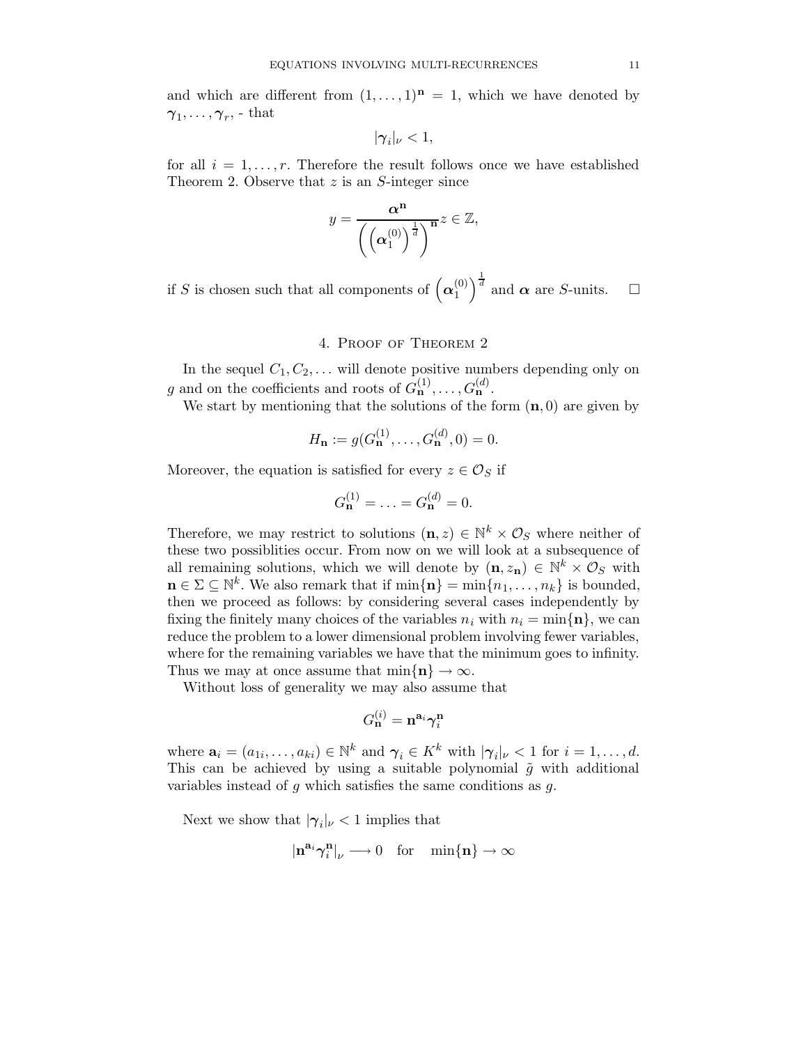and which are different from $(1, \ldots, 1)^{\mathbf{n}} = 1$, which we have denoted by $\boldsymbol{\gamma}_1, \ldots, \boldsymbol{\gamma}_r$, - that

$$|\boldsymbol{\gamma}_i|_\nu < 1,$$

for all $i = 1, \ldots, r$. Therefore the result follows once we have established Theorem 2. Observe that $z$ is an $S$-integer since

$$y = \frac{\boldsymbol{\alpha}^{\mathbf{n}}}{\left(\left(\boldsymbol{\alpha}_1^{(0)}\right)^{\frac{1}{d}}\right)^{\mathbf{n}}} z \in \mathbb{Z},$$

if $S$ is chosen such that all components of $\left(\boldsymbol{\alpha}_1^{(0)}\right)^{\frac{1}{d}}$ and $\boldsymbol{\alpha}$ are $S$-units. $\square$

## 4. Proof of Theorem 2

In the sequel $C_1, C_2, \ldots$ will denote positive numbers depending only on $g$ and on the coefficients and roots of $G_{\mathbf{n}}^{(1)}, \ldots, G_{\mathbf{n}}^{(d)}$.

We start by mentioning that the solutions of the form $(\mathbf{n}, 0)$ are given by

$$H_{\mathbf{n}} := g(G_{\mathbf{n}}^{(1)}, \ldots, G_{\mathbf{n}}^{(d)}, 0) = 0.$$

Moreover, the equation is satisfied for every $z \in \mathcal{O}_S$ if

$$G_{\mathbf{n}}^{(1)} = \ldots = G_{\mathbf{n}}^{(d)} = 0.$$

Therefore, we may restrict to solutions $(\mathbf{n}, z) \in \mathbb{N}^k \times \mathcal{O}_S$ where neither of these two possiblities occur. From now on we will look at a subsequence of all remaining solutions, which we will denote by $(\mathbf{n}, z_{\mathbf{n}}) \in \mathbb{N}^k \times \mathcal{O}_S$ with $\mathbf{n} \in \Sigma \subseteq \mathbb{N}^k$. We also remark that if $\min\{\mathbf{n}\} = \min\{n_1, \ldots, n_k\}$ is bounded, then we proceed as follows: by considering several cases independently by fixing the finitely many choices of the variables $n_i$ with $n_i = \min\{\mathbf{n}\}$, we can reduce the problem to a lower dimensional problem involving fewer variables, where for the remaining variables we have that the minimum goes to infinity. Thus we may at once assume that $\min\{\mathbf{n}\} \to \infty$.

Without loss of generality we may also assume that

$$G_{\mathbf{n}}^{(i)} = \mathbf{n}^{\mathbf{a}_i} \boldsymbol{\gamma}_i^{\mathbf{n}}$$

where $\mathbf{a}_i = (a_{1i}, \ldots, a_{ki}) \in \mathbb{N}^k$ and $\boldsymbol{\gamma}_i \in K^k$ with $|\boldsymbol{\gamma}_i|_\nu < 1$ for $i = 1, \ldots, d$. This can be achieved by using a suitable polynomial $\tilde{g}$ with additional variables instead of $g$ which satisfies the same conditions as $g$.

Next we show that $|\boldsymbol{\gamma}_i|_\nu < 1$ implies that

$$|\mathbf{n}^{\mathbf{a}_i} \boldsymbol{\gamma}_i^{\mathbf{n}}|_\nu \longrightarrow 0 \quad \text{for} \quad \min\{\mathbf{n}\} \to \infty$$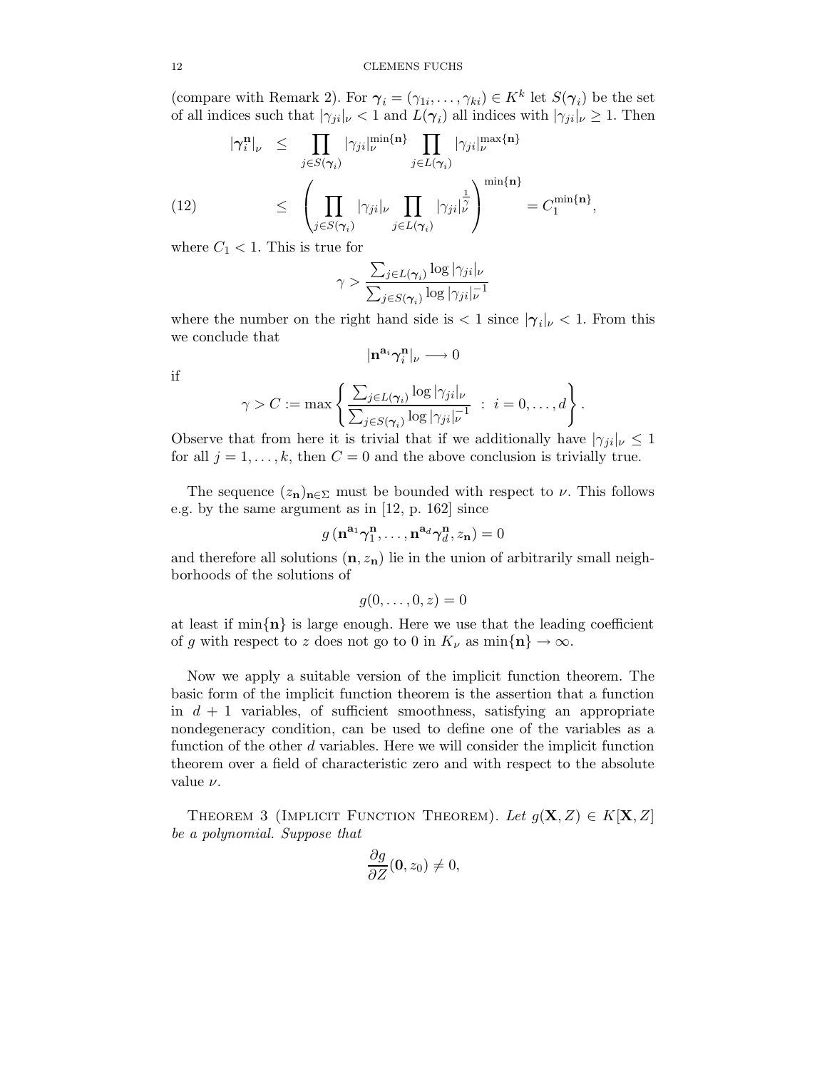(compare with Remark 2). For $\boldsymbol{\gamma}_i = (\gamma_{1i}, \ldots, \gamma_{ki}) \in K^k$ let $S(\boldsymbol{\gamma}_i)$ be the set of all indices such that $|\gamma_{ji}|_\nu < 1$ and $L(\boldsymbol{\gamma}_i)$ all indices with $|\gamma_{ji}|_\nu \geq 1$. Then

$$
\begin{aligned}
|\boldsymbol{\gamma}_i^{\mathbf{n}}|_\nu &\leq \prod_{j \in S(\boldsymbol{\gamma}_i)} |\gamma_{ji}|_\nu^{\min\{\mathbf{n}\}} \prod_{j \in L(\boldsymbol{\gamma}_i)} |\gamma_{ji}|_\nu^{\max\{\mathbf{n}\}} \\
&\leq \left( \prod_{j \in S(\boldsymbol{\gamma}_i)} |\gamma_{ji}|_\nu \prod_{j \in L(\boldsymbol{\gamma}_i)} |\gamma_{ji}|_\nu^{\frac{1}{\gamma}} \right)^{\min\{\mathbf{n}\}} = C_1^{\min\{\mathbf{n}\}},
\end{aligned} \tag{12}
$$

where $C_1 < 1$. This is true for

$$
\gamma > \frac{\sum_{j \in L(\boldsymbol{\gamma}_i)} \log |\gamma_{ji}|_\nu}{\sum_{j \in S(\boldsymbol{\gamma}_i)} \log |\gamma_{ji}|_\nu^{-1}}
$$

where the number on the right hand side is $< 1$ since $|\boldsymbol{\gamma}_i|_\nu < 1$. From this we conclude that

$$
|\mathbf{n}^{\mathbf{a}_i} \boldsymbol{\gamma}_i^{\mathbf{n}}|_\nu \longrightarrow 0
$$

if

$$
\gamma > C := \max \left\{ \frac{\sum_{j \in L(\boldsymbol{\gamma}_i)} \log |\gamma_{ji}|_\nu}{\sum_{j \in S(\boldsymbol{\gamma}_i)} \log |\gamma_{ji}|_\nu^{-1}} \; : \; i = 0, \ldots, d \right\}.
$$

Observe that from here it is trivial that if we additionally have $|\gamma_{ji}|_\nu \leq 1$ for all $j = 1, \ldots, k$, then $C = 0$ and the above conclusion is trivially true.

The sequence $(z_{\mathbf{n}})_{\mathbf{n} \in \Sigma}$ must be bounded with respect to $\nu$. This follows e.g. by the same argument as in [12, p. 162] since

$$
g\left(\mathbf{n}^{\mathbf{a}_1} \boldsymbol{\gamma}_1^{\mathbf{n}}, \ldots, \mathbf{n}^{\mathbf{a}_d} \boldsymbol{\gamma}_d^{\mathbf{n}}, z_{\mathbf{n}}\right) = 0
$$

and therefore all solutions $(\mathbf{n}, z_{\mathbf{n}})$ lie in the union of arbitrarily small neighborhoods of the solutions of

$$
g(0, \ldots, 0, z) = 0
$$

at least if $\min\{\mathbf{n}\}$ is large enough. Here we use that the leading coefficient of $g$ with respect to $z$ does not go to 0 in $K_\nu$ as $\min\{\mathbf{n}\} \to \infty$.

Now we apply a suitable version of the implicit function theorem. The basic form of the implicit function theorem is the assertion that a function in $d + 1$ variables, of sufficient smoothness, satisfying an appropriate nondegeneracy condition, can be used to define one of the variables as a function of the other $d$ variables. Here we will consider the implicit function theorem over a field of characteristic zero and with respect to the absolute value $\nu$.

**Theorem 3** (Implicit Function Theorem). *Let $g(\mathbf{X}, Z) \in K[\mathbf{X}, Z]$ be a polynomial. Suppose that*

$$
\frac{\partial g}{\partial Z}(\mathbf{0}, z_0) \neq 0,
$$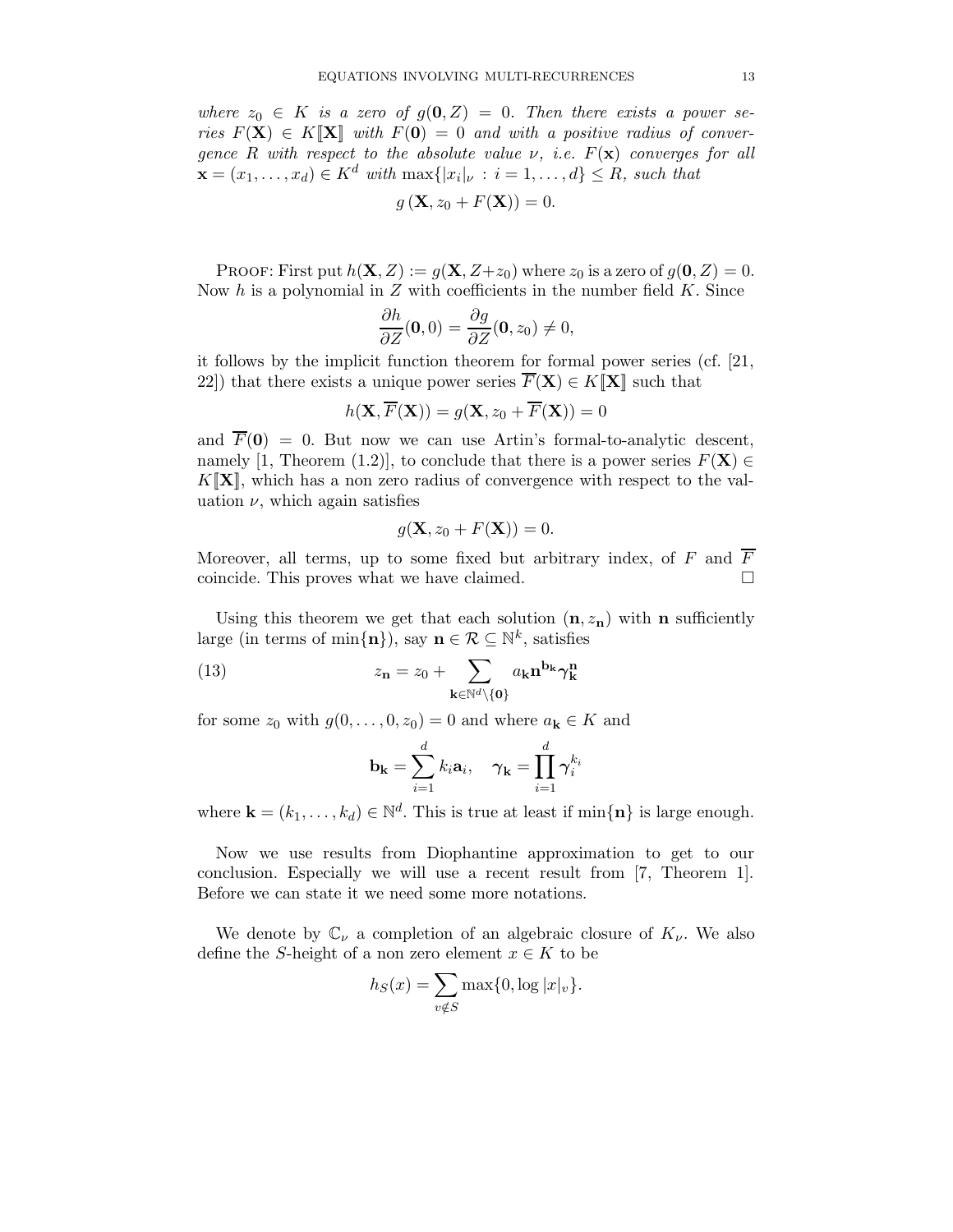*where $z_0 \in K$ is a zero of $g(\mathbf{0}, Z) = 0$. Then there exists a power series $F(\mathbf{X}) \in K[\![\mathbf{X}]\!]$ with $F(\mathbf{0}) = 0$ and with a positive radius of convergence $R$ with respect to the absolute value $\nu$, i.e. $F(\mathbf{x})$ converges for all $\mathbf{x} = (x_1, \ldots, x_d) \in K^d$ with $\max\{|x_i|_\nu : i = 1, \ldots, d\} \leq R$, such that*

$$g\left(\mathbf{X}, z_0 + F(\mathbf{X})\right) = 0.$$

Proof: First put $h(\mathbf{X}, Z) := g(\mathbf{X}, Z + z_0)$ where $z_0$ is a zero of $g(\mathbf{0}, Z) = 0$. Now $h$ is a polynomial in $Z$ with coefficients in the number field $K$. Since

$$\frac{\partial h}{\partial Z}(\mathbf{0}, 0) = \frac{\partial g}{\partial Z}(\mathbf{0}, z_0) \neq 0,$$

it follows by the implicit function theorem for formal power series (cf. [21, 22]) that there exists a unique power series $\overline{F}(\mathbf{X}) \in K[\![\mathbf{X}]\!]$ such that

$$h(\mathbf{X}, \overline{F}(\mathbf{X})) = g(\mathbf{X}, z_0 + \overline{F}(\mathbf{X})) = 0$$

and $\overline{F}(\mathbf{0}) = 0$. But now we can use Artin's formal-to-analytic descent, namely [1, Theorem (1.2)], to conclude that there is a power series $F(\mathbf{X}) \in K[\![\mathbf{X}]\!]$, which has a non zero radius of convergence with respect to the valuation $\nu$, which again satisfies

$$g(\mathbf{X}, z_0 + F(\mathbf{X})) = 0.$$

Moreover, all terms, up to some fixed but arbitrary index, of $F$ and $\overline{F}$ coincide. This proves what we have claimed. $\square$

Using this theorem we get that each solution $(\mathbf{n}, z_\mathbf{n})$ with $\mathbf{n}$ sufficiently large (in terms of $\min\{\mathbf{n}\}$), say $\mathbf{n} \in \mathcal{R} \subseteq \mathbb{N}^k$, satisfies

$$z_\mathbf{n} = z_0 + \sum_{\mathbf{k} \in \mathbb{N}^d \setminus \{\mathbf{0}\}} a_\mathbf{k} \mathbf{n}^{\mathbf{b}_\mathbf{k}} \boldsymbol{\gamma}_\mathbf{k}^\mathbf{n} \tag{13}$$

for some $z_0$ with $g(0, \ldots, 0, z_0) = 0$ and where $a_\mathbf{k} \in K$ and

$$\mathbf{b}_\mathbf{k} = \sum_{i=1}^{d} k_i \mathbf{a}_i, \quad \boldsymbol{\gamma}_\mathbf{k} = \prod_{i=1}^{d} \boldsymbol{\gamma}_i^{k_i}$$

where $\mathbf{k} = (k_1, \ldots, k_d) \in \mathbb{N}^d$. This is true at least if $\min\{\mathbf{n}\}$ is large enough.

Now we use results from Diophantine approximation to get to our conclusion. Especially we will use a recent result from [7, Theorem 1]. Before we can state it we need some more notations.

We denote by $\mathbb{C}_\nu$ a completion of an algebraic closure of $K_\nu$. We also define the $S$-height of a non zero element $x \in K$ to be

$$h_S(x) = \sum_{v \notin S} \max\{0, \log |x|_v\}.$$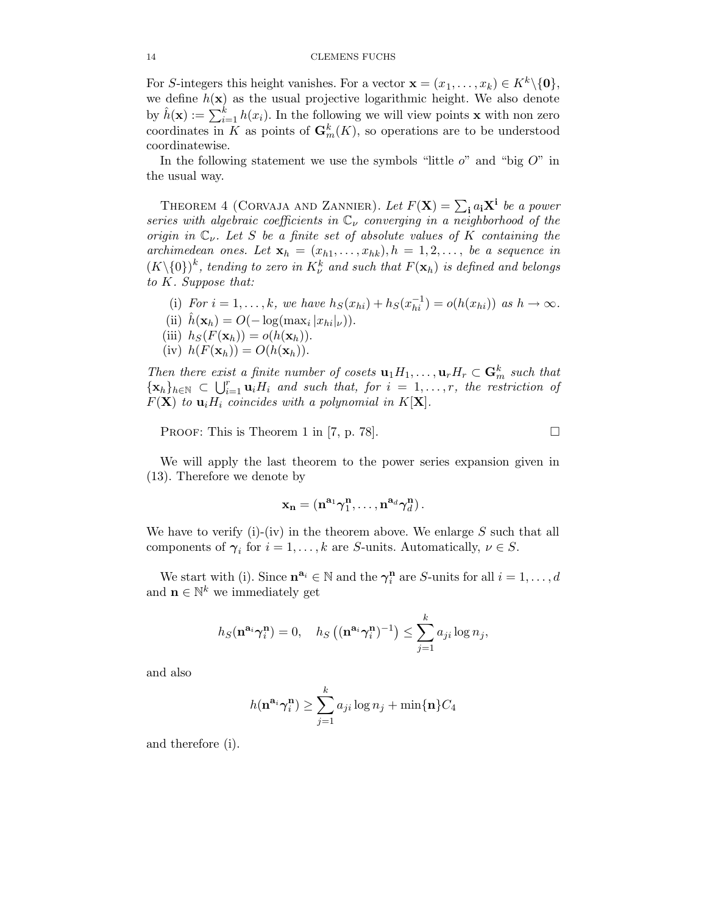For $S$-integers this height vanishes. For a vector $\mathbf{x} = (x_1, \ldots, x_k) \in K^k \backslash \{\mathbf{0}\}$, we define $h(\mathbf{x})$ as the usual projective logarithmic height. We also denote by $\hat{h}(\mathbf{x}) := \sum_{i=1}^k h(x_i)$. In the following we will view points $\mathbf{x}$ with non zero coordinates in $K$ as points of $\mathbf{G}_m^k(K)$, so operations are to be understood coordinatewise.

In the following statement we use the symbols "little $o$" and "big $O$" in the usual way.

Theorem 4 (Corvaja and Zannier). *Let $F(\mathbf{X}) = \sum_{\mathbf{i}} a_{\mathbf{i}} \mathbf{X}^{\mathbf{i}}$ be a power series with algebraic coefficients in $\mathbb{C}_\nu$ converging in a neighborhood of the origin in $\mathbb{C}_\nu$. Let $S$ be a finite set of absolute values of $K$ containing the archimedean ones. Let $\mathbf{x}_h = (x_{h1}, \ldots, x_{hk}), h = 1, 2, \ldots,$ be a sequence in $(K \backslash \{0\})^k$, tending to zero in $K_\nu^k$ and such that $F(\mathbf{x}_h)$ is defined and belongs to $K$. Suppose that:*

- (i) *For $i = 1, \ldots, k$, we have $h_S(x_{hi}) + h_S(x_{hi}^{-1}) = o(h(x_{hi}))$ as $h \to \infty$.*
- (ii) $\hat{h}(\mathbf{x}_h) = O(-\log(\max_i |x_{hi}|_\nu))$.
- (iii) $h_S(F(\mathbf{x}_h)) = o(h(\mathbf{x}_h))$.
- (iv) $h(F(\mathbf{x}_h)) = O(h(\mathbf{x}_h))$.

*Then there exist a finite number of cosets $\mathbf{u}_1 H_1, \ldots, \mathbf{u}_r H_r \subset \mathbf{G}_m^k$ such that $\{\mathbf{x}_h\}_{h \in \mathbb{N}} \subset \bigcup_{i=1}^r \mathbf{u}_i H_i$ and such that, for $i = 1, \ldots, r$, the restriction of $F(\mathbf{X})$ to $\mathbf{u}_i H_i$ coincides with a polynomial in $K[\mathbf{X}]$.*

Proof: This is Theorem 1 in [7, p. 78]. $\square$

We will apply the last theorem to the power series expansion given in (13). Therefore we denote by

$$\mathbf{x}_{\mathbf{n}} = (\mathbf{n}^{\mathbf{a}_1} \boldsymbol{\gamma}_1^{\mathbf{n}}, \ldots, \mathbf{n}^{\mathbf{a}_d} \boldsymbol{\gamma}_d^{\mathbf{n}}).$$

We have to verify (i)-(iv) in the theorem above. We enlarge $S$ such that all components of $\boldsymbol{\gamma}_i$ for $i = 1, \ldots, k$ are $S$-units. Automatically, $\nu \in S$.

We start with (i). Since $\mathbf{n}^{\mathbf{a}_i} \in \mathbb{N}$ and the $\boldsymbol{\gamma}_i^{\mathbf{n}}$ are $S$-units for all $i = 1, \ldots, d$ and $\mathbf{n} \in \mathbb{N}^k$ we immediately get

$$h_S(\mathbf{n}^{\mathbf{a}_i} \boldsymbol{\gamma}_i^{\mathbf{n}}) = 0, \quad h_S\left((\mathbf{n}^{\mathbf{a}_i} \boldsymbol{\gamma}_i^{\mathbf{n}})^{-1}\right) \leq \sum_{j=1}^k a_{ji} \log n_j,$$

and also

$$h(\mathbf{n}^{\mathbf{a}_i} \boldsymbol{\gamma}_i^{\mathbf{n}}) \geq \sum_{j=1}^k a_{ji} \log n_j + \min\{\mathbf{n}\} C_4$$

and therefore (i).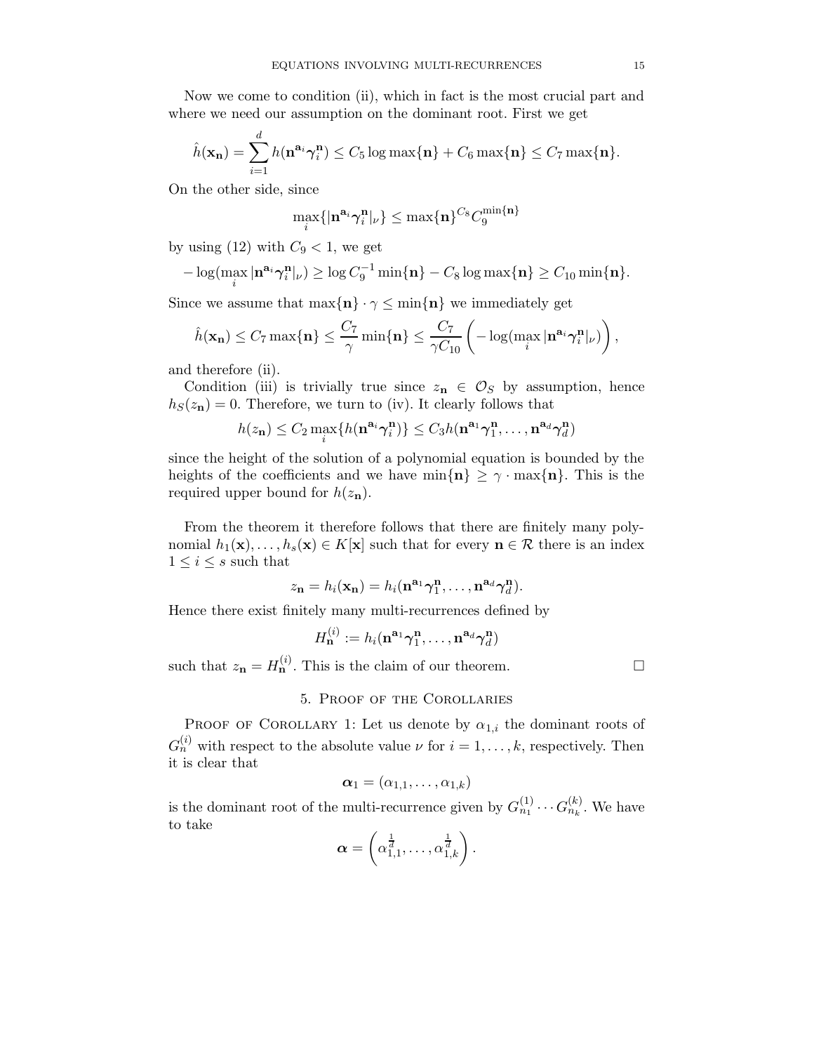Now we come to condition (ii), which in fact is the most crucial part and where we need our assumption on the dominant root. First we get

$$\hat{h}(\mathbf{x_n}) = \sum_{i=1}^{d} h(\mathbf{n}^{\mathbf{a}_i}\boldsymbol{\gamma}_i^{\mathbf{n}}) \leq C_5 \log \max\{\mathbf{n}\} + C_6 \max\{\mathbf{n}\} \leq C_7 \max\{\mathbf{n}\}.$$

On the other side, since

$$\max_i\{|\mathbf{n}^{\mathbf{a}_i}\boldsymbol{\gamma}_i^{\mathbf{n}}|_\nu\} \leq \max\{\mathbf{n}\}^{C_8} C_9^{\min\{\mathbf{n}\}}$$

by using (12) with $C_9 < 1$, we get

$$-\log(\max_i |\mathbf{n}^{\mathbf{a}_i}\boldsymbol{\gamma}_i^{\mathbf{n}}|_\nu) \geq \log C_9^{-1} \min\{\mathbf{n}\} - C_8 \log \max\{\mathbf{n}\} \geq C_{10} \min\{\mathbf{n}\}.$$

Since we assume that $\max\{\mathbf{n}\} \cdot \gamma \leq \min\{\mathbf{n}\}$ we immediately get

$$\hat{h}(\mathbf{x_n}) \leq C_7 \max\{\mathbf{n}\} \leq \frac{C_7}{\gamma} \min\{\mathbf{n}\} \leq \frac{C_7}{\gamma C_{10}} \left( -\log(\max_i |\mathbf{n}^{\mathbf{a}_i}\boldsymbol{\gamma}_i^{\mathbf{n}}|_\nu) \right),$$

and therefore (ii).

Condition (iii) is trivially true since $z_{\mathbf{n}} \in \mathcal{O}_S$ by assumption, hence $h_S(z_{\mathbf{n}}) = 0$. Therefore, we turn to (iv). It clearly follows that

$$h(z_{\mathbf{n}}) \leq C_2 \max_i\{h(\mathbf{n}^{\mathbf{a}_i}\boldsymbol{\gamma}_i^{\mathbf{n}})\} \leq C_3 h(\mathbf{n}^{\mathbf{a}_1}\boldsymbol{\gamma}_1^{\mathbf{n}}, \ldots, \mathbf{n}^{\mathbf{a}_d}\boldsymbol{\gamma}_d^{\mathbf{n}})$$

since the height of the solution of a polynomial equation is bounded by the heights of the coefficients and we have $\min\{\mathbf{n}\} \geq \gamma \cdot \max\{\mathbf{n}\}$. This is the required upper bound for $h(z_{\mathbf{n}})$.

From the theorem it therefore follows that there are finitely many polynomial $h_1(\mathbf{x}), \ldots, h_s(\mathbf{x}) \in K[\mathbf{x}]$ such that for every $\mathbf{n} \in \mathcal{R}$ there is an index $1 \leq i \leq s$ such that

$$z_{\mathbf{n}} = h_i(\mathbf{x_n}) = h_i(\mathbf{n}^{\mathbf{a}_1}\boldsymbol{\gamma}_1^{\mathbf{n}}, \ldots, \mathbf{n}^{\mathbf{a}_d}\boldsymbol{\gamma}_d^{\mathbf{n}}).$$

Hence there exist finitely many multi-recurrences defined by

$$H_{\mathbf{n}}^{(i)} := h_i(\mathbf{n}^{\mathbf{a}_1}\boldsymbol{\gamma}_1^{\mathbf{n}}, \ldots, \mathbf{n}^{\mathbf{a}_d}\boldsymbol{\gamma}_d^{\mathbf{n}})$$

such that $z_{\mathbf{n}} = H_{\mathbf{n}}^{(i)}$. This is the claim of our theorem. □

## 5. Proof of the Corollaries

Proof of Corollary 1: Let us denote by $\alpha_{1,i}$ the dominant roots of $G_n^{(i)}$ with respect to the absolute value $\nu$ for $i = 1, \ldots, k$, respectively. Then it is clear that

$$\boldsymbol{\alpha}_1 = (\alpha_{1,1}, \ldots, \alpha_{1,k})$$

is the dominant root of the multi-recurrence given by $G_{n_1}^{(1)} \cdots G_{n_k}^{(k)}$. We have to take

$$\boldsymbol{\alpha} = \left( \alpha_{1,1}^{\frac{1}{d}}, \ldots, \alpha_{1,k}^{\frac{1}{d}} \right).$$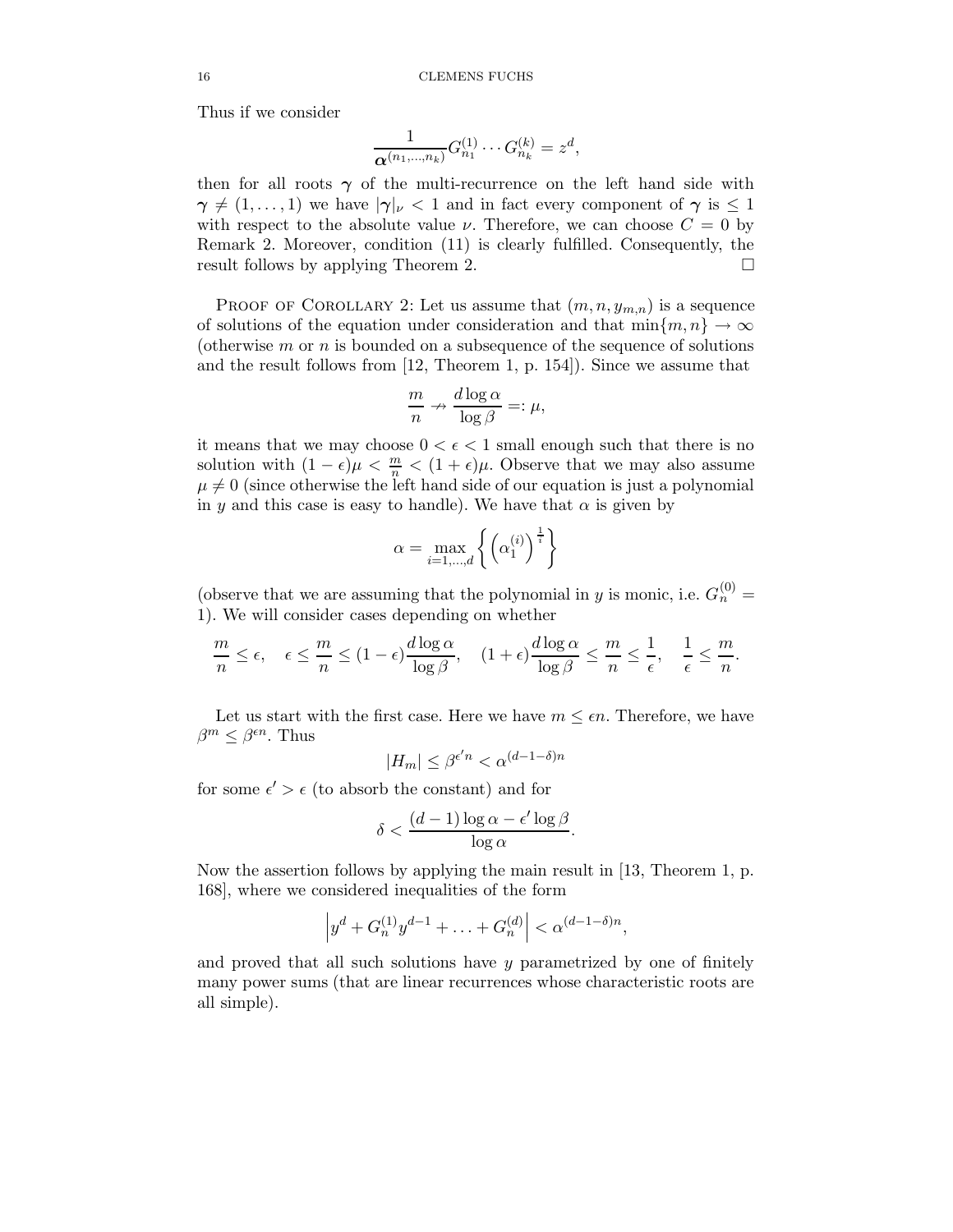Thus if we consider

$$\frac{1}{\boldsymbol{\alpha}^{(n_1,\ldots,n_k)}} G_{n_1}^{(1)} \cdots G_{n_k}^{(k)} = z^d,$$

then for all roots $\boldsymbol{\gamma}$ of the multi-recurrence on the left hand side with $\boldsymbol{\gamma} \neq (1,\ldots,1)$ we have $|\boldsymbol{\gamma}|_\nu < 1$ and in fact every component of $\boldsymbol{\gamma}$ is $\leq 1$ with respect to the absolute value $\nu$. Therefore, we can choose $C = 0$ by Remark 2. Moreover, condition (11) is clearly fulfilled. Consequently, the result follows by applying Theorem 2. $\square$

Proof of Corollary 2: Let us assume that $(m, n, y_{m,n})$ is a sequence of solutions of the equation under consideration and that $\min\{m,n\} \to \infty$ (otherwise $m$ or $n$ is bounded on a subsequence of the sequence of solutions and the result follows from [12, Theorem 1, p. 154]). Since we assume that

$$\frac{m}{n} \nrightarrow \frac{d\log\alpha}{\log\beta} =: \mu,$$

it means that we may choose $0 < \epsilon < 1$ small enough such that there is no solution with $(1-\epsilon)\mu < \frac{m}{n} < (1+\epsilon)\mu$. Observe that we may also assume $\mu \neq 0$ (since otherwise the left hand side of our equation is just a polynomial in $y$ and this case is easy to handle). We have that $\alpha$ is given by

$$\alpha = \max_{i=1,\ldots,d}\left\{\left(\alpha_1^{(i)}\right)^{\frac{1}{i}}\right\}$$

(observe that we are assuming that the polynomial in $y$ is monic, i.e. $G_n^{(0)} = 1$). We will consider cases depending on whether

$$\frac{m}{n} \leq \epsilon, \quad \epsilon \leq \frac{m}{n} \leq (1-\epsilon)\frac{d\log\alpha}{\log\beta}, \quad (1+\epsilon)\frac{d\log\alpha}{\log\beta} \leq \frac{m}{n} \leq \frac{1}{\epsilon}, \quad \frac{1}{\epsilon} \leq \frac{m}{n}.$$

Let us start with the first case. Here we have $m \leq \epsilon n$. Therefore, we have $\beta^m \leq \beta^{\epsilon n}$. Thus

$$|H_m| \leq \beta^{\epsilon' n} < \alpha^{(d-1-\delta)n}$$

for some $\epsilon' > \epsilon$ (to absorb the constant) and for

$$\delta < \frac{(d-1)\log\alpha - \epsilon'\log\beta}{\log\alpha}.$$

Now the assertion follows by applying the main result in [13, Theorem 1, p. 168], where we considered inequalities of the form

$$\left|y^d + G_n^{(1)}y^{d-1} + \ldots + G_n^{(d)}\right| < \alpha^{(d-1-\delta)n},$$

and proved that all such solutions have $y$ parametrized by one of finitely many power sums (that are linear recurrences whose characteristic roots are all simple).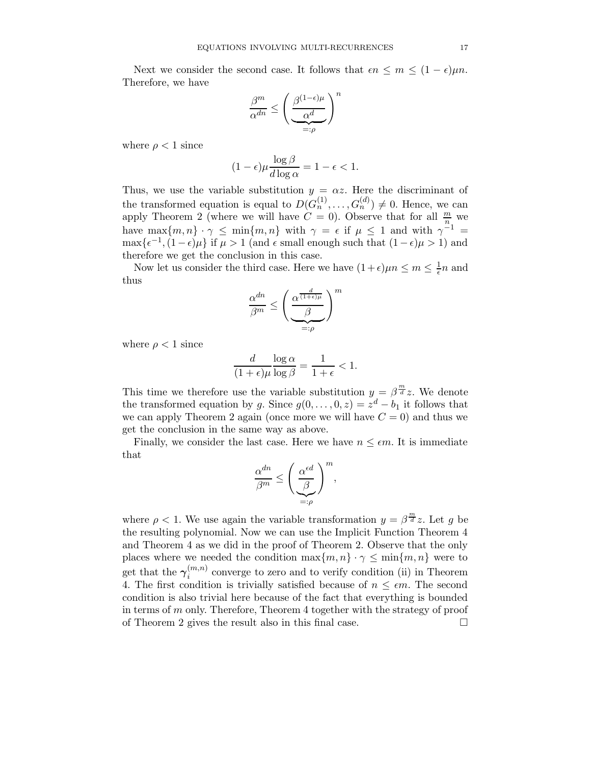Next we consider the second case. It follows that $\epsilon n \leq m \leq (1-\epsilon)\mu n$. Therefore, we have

$$\frac{\beta^m}{\alpha^{dn}} \leq \Bigg( \underbrace{\frac{\beta^{(1-\epsilon)\mu}}{\alpha^d}}_{=:\rho} \Bigg)^n$$

where $\rho < 1$ since

$$(1-\epsilon)\mu \frac{\log \beta}{d \log \alpha} = 1 - \epsilon < 1.$$

Thus, we use the variable substitution $y = \alpha z$. Here the discriminant of the transformed equation is equal to $D(G_n^{(1)}, \ldots, G_n^{(d)}) \neq 0$. Hence, we can apply Theorem 2 (where we will have $C = 0$). Observe that for all $\frac{m}{n}$ we have $\max\{m,n\} \cdot \gamma \leq \min\{m,n\}$ with $\gamma = \epsilon$ if $\mu \leq 1$ and with $\gamma^{-1} = \max\{\epsilon^{-1}, (1-\epsilon)\mu\}$ if $\mu > 1$ (and $\epsilon$ small enough such that $(1-\epsilon)\mu > 1$) and therefore we get the conclusion in this case.

Now let us consider the third case. Here we have $(1+\epsilon)\mu n \leq m \leq \frac{1}{\epsilon} n$ and thus

$$\frac{\alpha^{dn}}{\beta^m} \leq \Bigg( \underbrace{\frac{\alpha^{\frac{d}{(1+\epsilon)\mu}}}{\beta}}_{=:\rho} \Bigg)^m$$

where $\rho < 1$ since

$$\frac{d}{(1+\epsilon)\mu} \frac{\log \alpha}{\log \beta} = \frac{1}{1+\epsilon} < 1.$$

This time we therefore use the variable substitution $y = \beta^{\frac{m}{d}} z$. We denote the transformed equation by $g$. Since $g(0, \ldots, 0, z) = z^d - b_1$ it follows that we can apply Theorem 2 again (once more we will have $C = 0$) and thus we get the conclusion in the same way as above.

Finally, we consider the last case. Here we have $n \leq \epsilon m$. It is immediate that

$$\frac{\alpha^{dn}}{\beta^m} \leq \Bigg( \underbrace{\frac{\alpha^{\epsilon d}}{\beta}}_{=:\rho} \Bigg)^m,$$

where $\rho < 1$. We use again the variable transformation $y = \beta^{\frac{m}{d}} z$. Let $g$ be the resulting polynomial. Now we can use the Implicit Function Theorem 4 and Theorem 4 as we did in the proof of Theorem 2. Observe that the only places where we needed the condition $\max\{m,n\} \cdot \gamma \leq \min\{m,n\}$ were to get that the $\boldsymbol{\gamma}_i^{(m,n)}$ converge to zero and to verify condition (ii) in Theorem 4. The first condition is trivially satisfied because of $n \leq \epsilon m$. The second condition is also trivial here because of the fact that everything is bounded in terms of $m$ only. Therefore, Theorem 4 together with the strategy of proof of Theorem 2 gives the result also in this final case. $\square$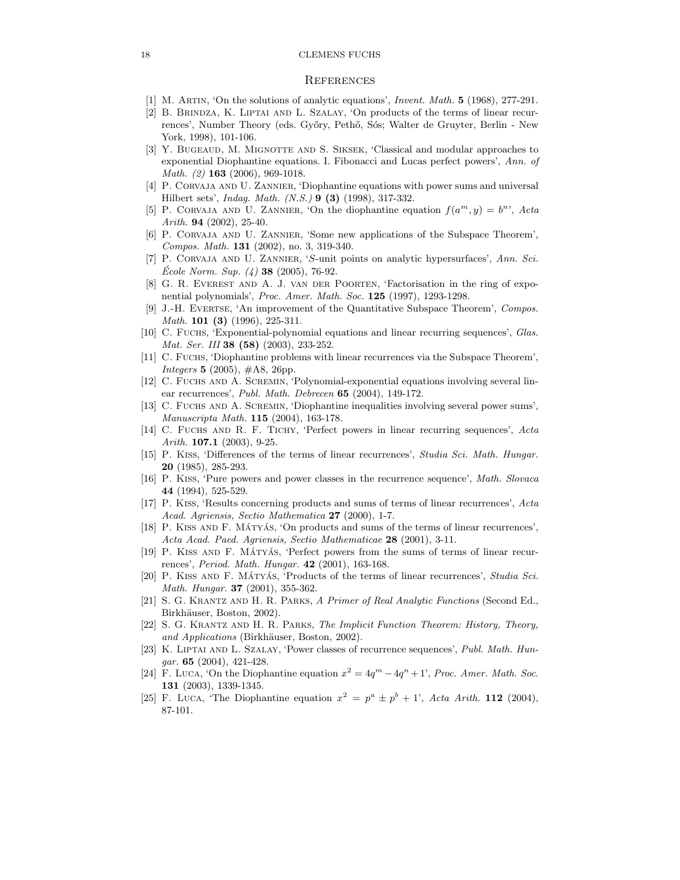## References

[1] M. Artin, 'On the solutions of analytic equations', *Invent. Math.* **5** (1968), 277-291.

[2] B. Brindza, K. Liptai and L. Szalay, 'On products of the terms of linear recurrences', Number Theory (eds. Győry, Pethő, Sós; Walter de Gruyter, Berlin - New York, 1998), 101-106.

[3] Y. Bugeaud, M. Mignotte and S. Siksek, 'Classical and modular approaches to exponential Diophantine equations. I. Fibonacci and Lucas perfect powers', *Ann. of Math. (2)* **163** (2006), 969-1018.

[4] P. Corvaja and U. Zannier, 'Diophantine equations with power sums and universal Hilbert sets', *Indag. Math. (N.S.)* **9 (3)** (1998), 317-332.

[5] P. Corvaja and U. Zannier, 'On the diophantine equation $f(a^m, y) = b^n$', *Acta Arith.* **94** (2002), 25-40.

[6] P. Corvaja and U. Zannier, 'Some new applications of the Subspace Theorem', *Compos. Math.* **131** (2002), no. 3, 319-340.

[7] P. Corvaja and U. Zannier, '$S$-unit points on analytic hypersurfaces', *Ann. Sci. École Norm. Sup. (4)* **38** (2005), 76-92.

[8] G. R. Everest and A. J. van der Poorten, 'Factorisation in the ring of exponential polynomials', *Proc. Amer. Math. Soc.* **125** (1997), 1293-1298.

[9] J.-H. Evertse, 'An improvement of the Quantitative Subspace Theorem', *Compos. Math.* **101 (3)** (1996), 225-311.

[10] C. Fuchs, 'Exponential-polynomial equations and linear recurring sequences', *Glas. Mat. Ser. III* **38 (58)** (2003), 233-252.

[11] C. Fuchs, 'Diophantine problems with linear recurrences via the Subspace Theorem', *Integers* **5** (2005), #A8, 26pp.

[12] C. Fuchs and A. Scremin, 'Polynomial-exponential equations involving several linear recurrences', *Publ. Math. Debrecen* **65** (2004), 149-172.

[13] C. Fuchs and A. Scremin, 'Diophantine inequalities involving several power sums', *Manuscripta Math.* **115** (2004), 163-178.

[14] C. Fuchs and R. F. Tichy, 'Perfect powers in linear recurring sequences', *Acta Arith.* **107.1** (2003), 9-25.

[15] P. Kiss, 'Differences of the terms of linear recurrences', *Studia Sci. Math. Hungar.* **20** (1985), 285-293.

[16] P. Kiss, 'Pure powers and power classes in the recurrence sequence', *Math. Slovaca* **44** (1994), 525-529.

[17] P. Kiss, 'Results concerning products and sums of terms of linear recurrences', *Acta Acad. Agriensis, Sectio Mathematica* **27** (2000), 1-7.

[18] P. Kiss and F. Mátyás, 'On products and sums of the terms of linear recurrences', *Acta Acad. Paed. Agriensis, Sectio Mathematicae* **28** (2001), 3-11.

[19] P. Kiss and F. Mátyás, 'Perfect powers from the sums of terms of linear recurrences', *Period. Math. Hungar.* **42** (2001), 163-168.

[20] P. Kiss and F. Mátyás, 'Products of the terms of linear recurrences', *Studia Sci. Math. Hungar.* **37** (2001), 355-362.

[21] S. G. Krantz and H. R. Parks, *A Primer of Real Analytic Functions* (Second Ed., Birkhäuser, Boston, 2002).

[22] S. G. Krantz and H. R. Parks, *The Implicit Function Theorem: History, Theory, and Applications* (Birkhäuser, Boston, 2002).

[23] K. Liptai and L. Szalay, 'Power classes of recurrence sequences', *Publ. Math. Hungar.* **65** (2004), 421-428.

[24] F. Luca, 'On the Diophantine equation $x^2 = 4q^m - 4q^n + 1$', *Proc. Amer. Math. Soc.* **131** (2003), 1339-1345.

[25] F. Luca, 'The Diophantine equation $x^2 = p^a \pm p^b + 1$', *Acta Arith.* **112** (2004), 87-101.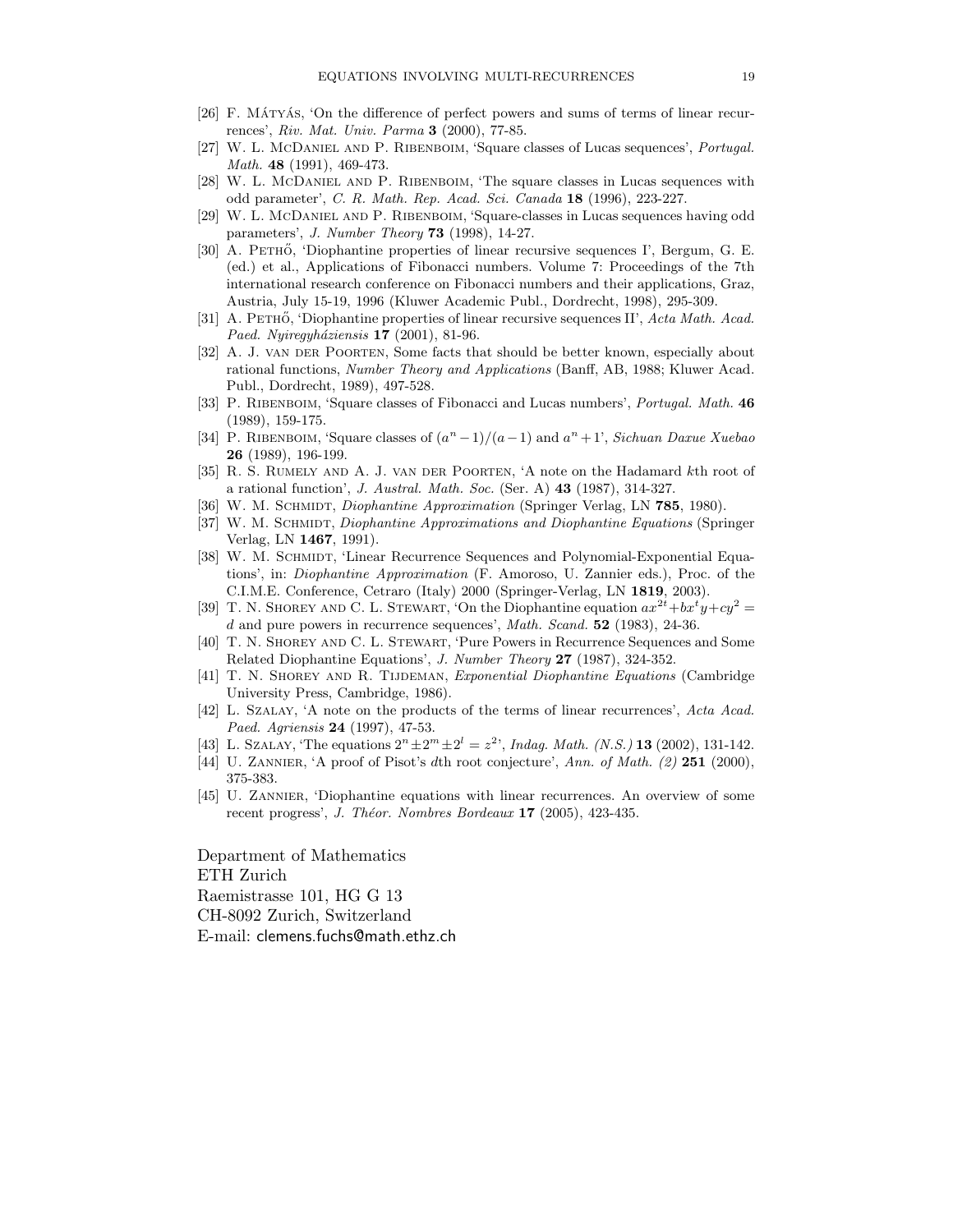[26] F. Mátyás, 'On the difference of perfect powers and sums of terms of linear recurrences', *Riv. Mat. Univ. Parma* **3** (2000), 77-85.

[27] W. L. McDaniel and P. Ribenboim, 'Square classes of Lucas sequences', *Portugal. Math.* **48** (1991), 469-473.

[28] W. L. McDaniel and P. Ribenboim, 'The square classes in Lucas sequences with odd parameter', *C. R. Math. Rep. Acad. Sci. Canada* **18** (1996), 223-227.

[29] W. L. McDaniel and P. Ribenboim, 'Square-classes in Lucas sequences having odd parameters', *J. Number Theory* **73** (1998), 14-27.

[30] A. Pethő, 'Diophantine properties of linear recursive sequences I', Bergum, G. E. (ed.) et al., Applications of Fibonacci numbers. Volume 7: Proceedings of the 7th international research conference on Fibonacci numbers and their applications, Graz, Austria, July 15-19, 1996 (Kluwer Academic Publ., Dordrecht, 1998), 295-309.

[31] A. Pethő, 'Diophantine properties of linear recursive sequences II', *Acta Math. Acad. Paed. Nyiregyháziensis* **17** (2001), 81-96.

[32] A. J. van der Poorten, Some facts that should be better known, especially about rational functions, *Number Theory and Applications* (Banff, AB, 1988; Kluwer Acad. Publ., Dordrecht, 1989), 497-528.

[33] P. Ribenboim, 'Square classes of Fibonacci and Lucas numbers', *Portugal. Math.* **46** (1989), 159-175.

[34] P. Ribenboim, 'Square classes of $(a^n-1)/(a-1)$ and $a^n+1$', *Sichuan Daxue Xuebao* **26** (1989), 196-199.

[35] R. S. Rumely and A. J. van der Poorten, 'A note on the Hadamard $k$th root of a rational function', *J. Austral. Math. Soc.* (Ser. A) **43** (1987), 314-327.

[36] W. M. Schmidt, *Diophantine Approximation* (Springer Verlag, LN **785**, 1980).

[37] W. M. Schmidt, *Diophantine Approximations and Diophantine Equations* (Springer Verlag, LN **1467**, 1991).

[38] W. M. Schmidt, 'Linear Recurrence Sequences and Polynomial-Exponential Equations', in: *Diophantine Approximation* (F. Amoroso, U. Zannier eds.), Proc. of the C.I.M.E. Conference, Cetraro (Italy) 2000 (Springer-Verlag, LN **1819**, 2003).

[39] T. N. Shorey and C. L. Stewart, 'On the Diophantine equation $ax^{2t}+bx^ty+cy^2 = d$ and pure powers in recurrence sequences', *Math. Scand.* **52** (1983), 24-36.

[40] T. N. Shorey and C. L. Stewart, 'Pure Powers in Recurrence Sequences and Some Related Diophantine Equations', *J. Number Theory* **27** (1987), 324-352.

[41] T. N. Shorey and R. Tijdeman, *Exponential Diophantine Equations* (Cambridge University Press, Cambridge, 1986).

[42] L. Szalay, 'A note on the products of the terms of linear recurrences', *Acta Acad. Paed. Agriensis* **24** (1997), 47-53.

[43] L. Szalay, 'The equations $2^n \pm 2^m \pm 2^l = z^2$', *Indag. Math. (N.S.)* **13** (2002), 131-142.

[44] U. Zannier, 'A proof of Pisot's $d$th root conjecture', *Ann. of Math. (2)* **251** (2000), 375-383.

[45] U. Zannier, 'Diophantine equations with linear recurrences. An overview of some recent progress', *J. Théor. Nombres Bordeaux* **17** (2005), 423-435.

Department of Mathematics
ETH Zurich
Raemistrasse 101, HG G 13
CH-8092 Zurich, Switzerland
E-mail: clemens.fuchs@math.ethz.ch